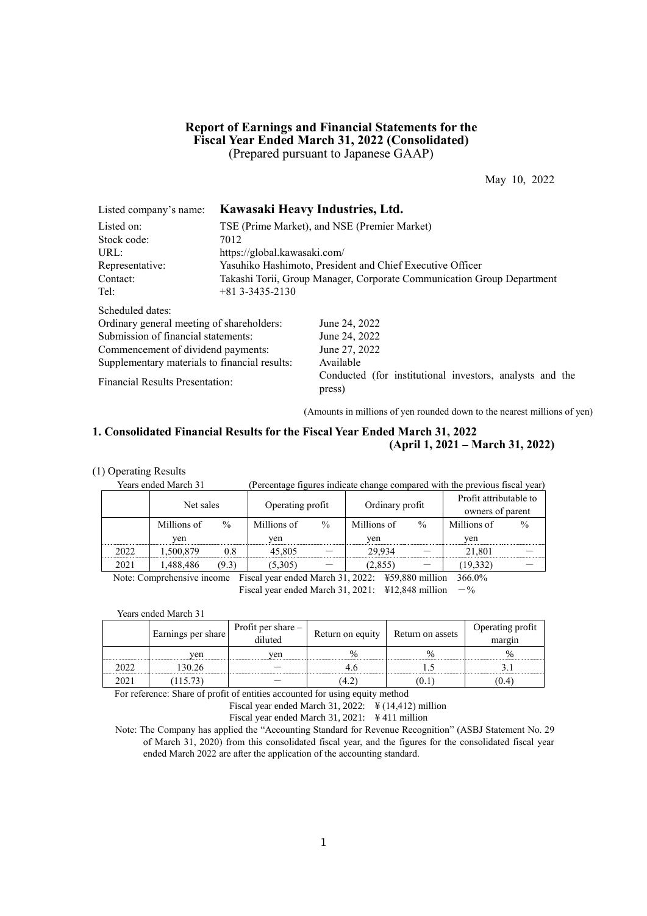# Report of Earnings and Financial Statements for the Fiscal Year Ended March 31, 2022 (Consolidated)

(Prepared pursuant to Japanese GAAP)

May 10, 2022

| | |
|---|---|
| Listed company's name: | **Kawasaki Heavy Industries, Ltd.** |
| Listed on: | TSE (Prime Market), and NSE (Premier Market) |
| Stock code: | 7012 |
| URL: | https://global.kawasaki.com/ |
| Representative: | Yasuhiko Hashimoto, President and Chief Executive Officer |
| Contact: | Takashi Torii, Group Manager, Corporate Communication Group Department |
| Tel: | +81 3-3435-2130 |

Scheduled dates:

| | |
|---|---|
| Ordinary general meeting of shareholders: | June 24, 2022 |
| Submission of financial statements: | June 24, 2022 |
| Commencement of dividend payments: | June 27, 2022 |
| Supplementary materials to financial results: | Available |
| Financial Results Presentation: | Conducted (for institutional investors, analysts and the press) |

(Amounts in millions of yen rounded down to the nearest millions of yen)

## 1. Consolidated Financial Results for the Fiscal Year Ended March 31, 2022 (April 1, 2021 – March 31, 2022)

(1) Operating Results

Years ended March 31 (Percentage figures indicate change compared with the previous fiscal year)

| | Net sales | | Operating profit | | Ordinary profit | | Profit attributable to owners of parent | |
|---|---|---|---|---|---|---|---|---|
| | Millions of yen | % | Millions of yen | % | Millions of yen | % | Millions of yen | % |
| 2022 | 1,500,879 | 0.8 | 45,805 | − | 29,934 | − | 21,801 | − |
| 2021 | 1,488,486 | (9.3) | (5,305) | − | (2,855) | − | (19,332) | − |

Note: Comprehensive income Fiscal year ended March 31, 2022: ¥59,880 million 366.0%
Fiscal year ended March 31, 2021: ¥12,848 million −%

Years ended March 31

| | Earnings per share | Profit per share – diluted | Return on equity | Return on assets | Operating profit margin |
|---|---|---|---|---|---|
| | yen | yen | % | % | % |
| 2022 | 130.26 | − | 4.6 | 1.5 | 3.1 |
| 2021 | (115.73) | − | (4.2) | (0.1) | (0.4) |

For reference: Share of profit of entities accounted for using equity method
Fiscal year ended March 31, 2022: ¥ (14,412) million
Fiscal year ended March 31, 2021: ¥ 411 million

Note: The Company has applied the "Accounting Standard for Revenue Recognition" (ASBJ Statement No. 29 of March 31, 2020) from this consolidated fiscal year, and the figures for the consolidated fiscal year ended March 2022 are after the application of the accounting standard.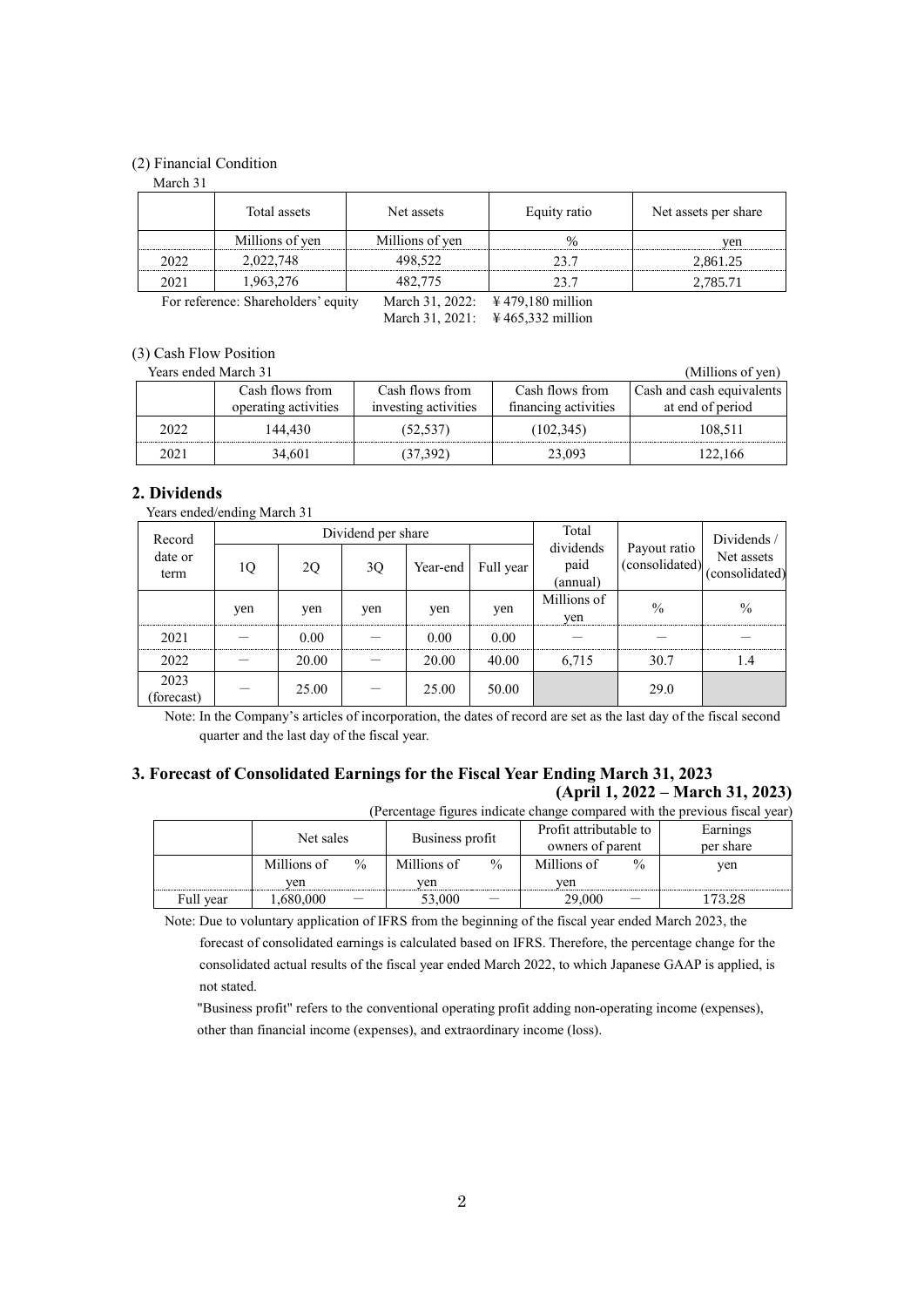(2) Financial Condition

March 31

| | Total assets | Net assets | Equity ratio | Net assets per share |
|---|---|---|---|---|
| | Millions of yen | Millions of yen | % | yen |
| 2022 | 2,022,748 | 498,522 | 23.7 | 2,861.25 |
| 2021 | 1,963,276 | 482,775 | 23.7 | 2,785.71 |

For reference: Shareholders' equity March 31, 2022: ¥479,180 million
March 31, 2021: ¥465,332 million

(3) Cash Flow Position

Years ended March 31 (Millions of yen)

| | Cash flows from operating activities | Cash flows from investing activities | Cash flows from financing activities | Cash and cash equivalents at end of period |
|---|---|---|---|---|
| 2022 | 144,430 | (52,537) | (102,345) | 108,511 |
| 2021 | 34,601 | (37,392) | 23,093 | 122,166 |

## 2. Dividends

Years ended/ending March 31

| Record date or term | Dividend per share | | | | | Total dividends paid (annual) | Payout ratio (consolidated) | Dividends / Net assets (consolidated) |
|---|---|---|---|---|---|---|---|---|
| | 1Q | 2Q | 3Q | Year-end | Full year | | | |
| | yen | yen | yen | yen | yen | Millions of yen | % | % |
| 2021 | － | 0.00 | － | 0.00 | 0.00 | － | － | － |
| 2022 | － | 20.00 | － | 20.00 | 40.00 | 6,715 | 30.7 | 1.4 |
| 2023 (forecast) | － | 25.00 | － | 25.00 | 50.00 | | 29.0 | |

Note: In the Company's articles of incorporation, the dates of record are set as the last day of the fiscal second quarter and the last day of the fiscal year.

## 3. Forecast of Consolidated Earnings for the Fiscal Year Ending March 31, 2023 (April 1, 2022 – March 31, 2023)

(Percentage figures indicate change compared with the previous fiscal year)

| | Net sales | | Business profit | | Profit attributable to owners of parent | | Earnings per share |
|---|---|---|---|---|---|---|---|
| | Millions of yen | % | Millions of yen | % | Millions of yen | % | yen |
| Full year | 1,680,000 | － | 53,000 | － | 29,000 | － | 173.28 |

Note: Due to voluntary application of IFRS from the beginning of the fiscal year ended March 2023, the forecast of consolidated earnings is calculated based on IFRS. Therefore, the percentage change for the consolidated actual results of the fiscal year ended March 2022, to which Japanese GAAP is applied, is not stated.

"Business profit" refers to the conventional operating profit adding non-operating income (expenses), other than financial income (expenses), and extraordinary income (loss).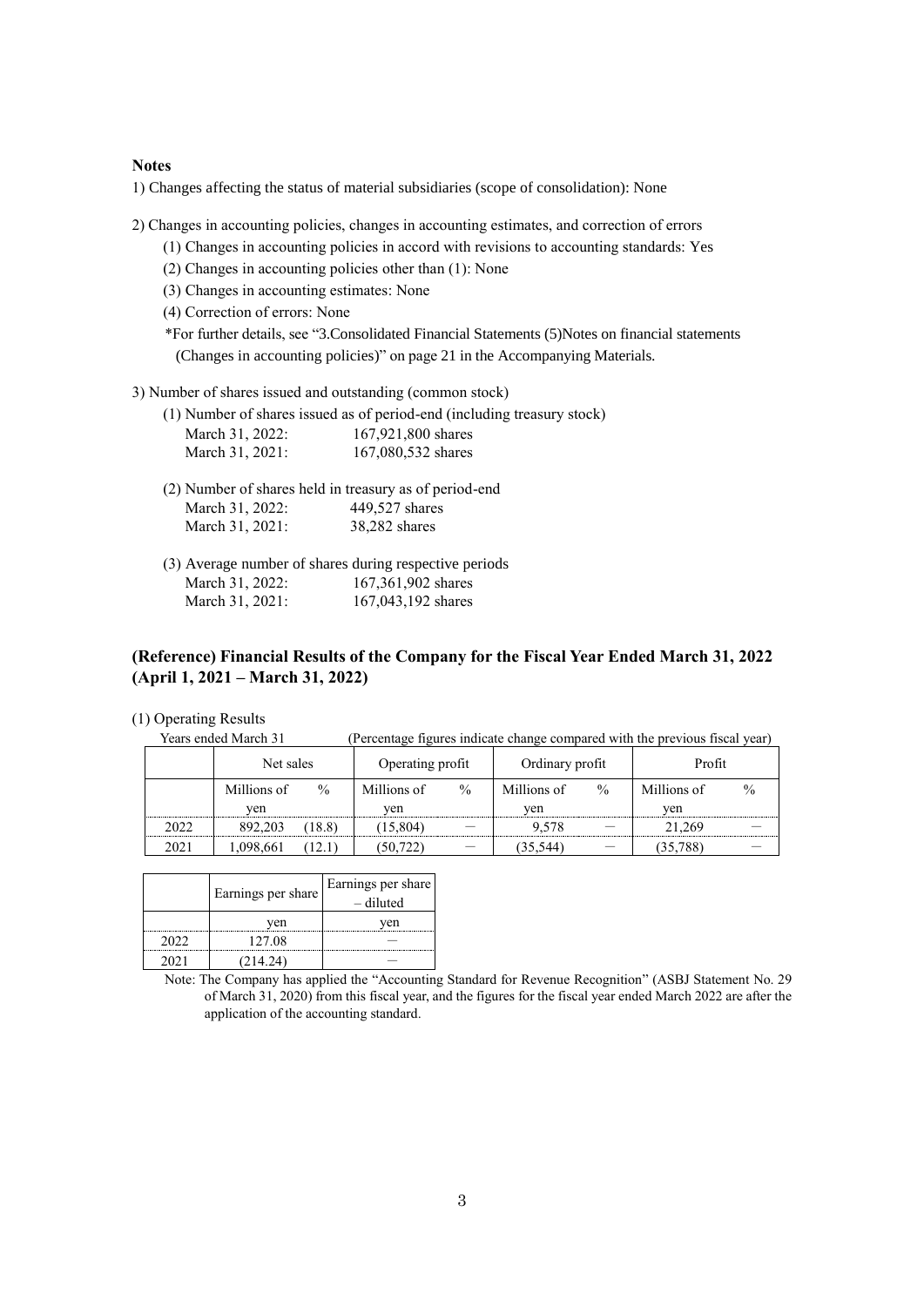**Notes**

1) Changes affecting the status of material subsidiaries (scope of consolidation): None

2) Changes in accounting policies, changes in accounting estimates, and correction of errors

   (1) Changes in accounting policies in accord with revisions to accounting standards: Yes

   (2) Changes in accounting policies other than (1): None

   (3) Changes in accounting estimates: None

   (4) Correction of errors: None

   *For further details, see "3.Consolidated Financial Statements (5)Notes on financial statements (Changes in accounting policies)" on page 21 in the Accompanying Materials.

3) Number of shares issued and outstanding (common stock)

   (1) Number of shares issued as of period-end (including treasury stock)
   
   March 31, 2022: 167,921,800 shares
   
   March 31, 2021: 167,080,532 shares

   (2) Number of shares held in treasury as of period-end
   
   March 31, 2022: 449,527 shares
   
   March 31, 2021: 38,282 shares

   (3) Average number of shares during respective periods
   
   March 31, 2022: 167,361,902 shares
   
   March 31, 2021: 167,043,192 shares

## (Reference) Financial Results of the Company for the Fiscal Year Ended March 31, 2022 (April 1, 2021 – March 31, 2022)

(1) Operating Results

Years ended March 31 (Percentage figures indicate change compared with the previous fiscal year)

| | Net sales | | Operating profit | | Ordinary profit | | Profit | |
|---|---|---|---|---|---|---|---|---|
| | Millions of yen | % | Millions of yen | % | Millions of yen | % | Millions of yen | % |
| 2022 | 892,203 | (18.8) | (15,804) | ― | 9,578 | ― | 21,269 | ― |
| 2021 | 1,098,661 | (12.1) | (50,722) | ― | (35,544) | ― | (35,788) | ― |

| | Earnings per share | Earnings per share – diluted |
|---|---|---|
| | yen | yen |
| 2022 | 127.08 | ― |
| 2021 | (214.24) | ― |

Note: The Company has applied the "Accounting Standard for Revenue Recognition" (ASBJ Statement No. 29 of March 31, 2020) from this fiscal year, and the figures for the fiscal year ended March 2022 are after the application of the accounting standard.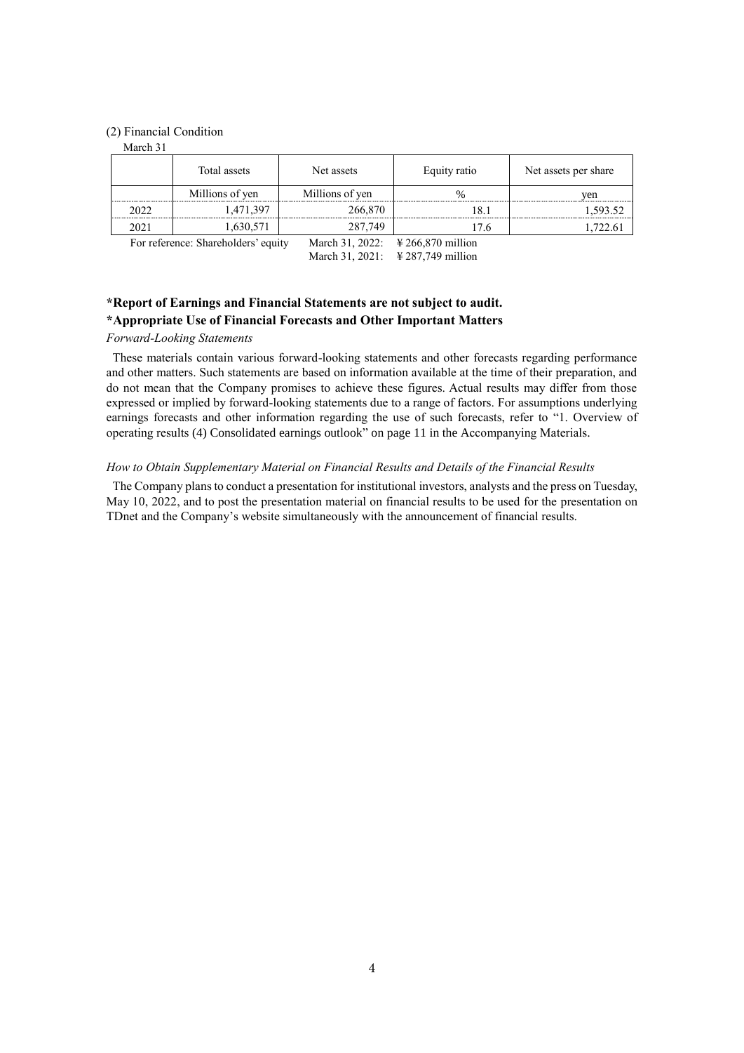(2) Financial Condition

March 31

| | Total assets | Net assets | Equity ratio | Net assets per share |
|---|---|---|---|---|
| | Millions of yen | Millions of yen | % | yen |
| 2022 | 1,471,397 | 266,870 | 18.1 | 1,593.52 |
| 2021 | 1,630,571 | 287,749 | 17.6 | 1,722.61 |

For reference: Shareholders' equity　March 31, 2022: ¥ 266,870 million
March 31, 2021: ¥ 287,749 million

**\*Report of Earnings and Financial Statements are not subject to audit.**

**\*Appropriate Use of Financial Forecasts and Other Important Matters**

*Forward-Looking Statements*

These materials contain various forward-looking statements and other forecasts regarding performance and other matters. Such statements are based on information available at the time of their preparation, and do not mean that the Company promises to achieve these figures. Actual results may differ from those expressed or implied by forward-looking statements due to a range of factors. For assumptions underlying earnings forecasts and other information regarding the use of such forecasts, refer to "1. Overview of operating results (4) Consolidated earnings outlook" on page 11 in the Accompanying Materials.

*How to Obtain Supplementary Material on Financial Results and Details of the Financial Results*

The Company plans to conduct a presentation for institutional investors, analysts and the press on Tuesday, May 10, 2022, and to post the presentation material on financial results to be used for the presentation on TDnet and the Company's website simultaneously with the announcement of financial results.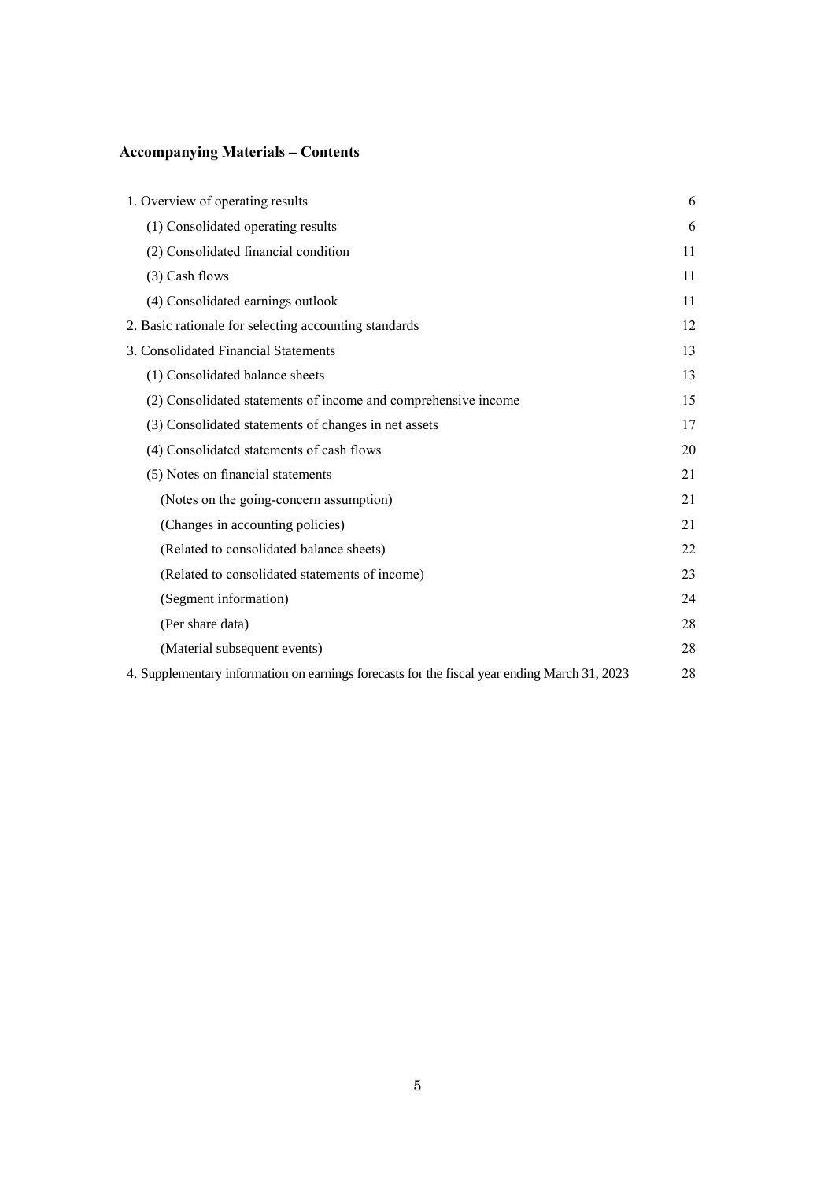**Accompanying Materials – Contents**

| | |
|---|---|
| 1. Overview of operating results | 6 |
| (1) Consolidated operating results | 6 |
| (2) Consolidated financial condition | 11 |
| (3) Cash flows | 11 |
| (4) Consolidated earnings outlook | 11 |
| 2. Basic rationale for selecting accounting standards | 12 |
| 3. Consolidated Financial Statements | 13 |
| (1) Consolidated balance sheets | 13 |
| (2) Consolidated statements of income and comprehensive income | 15 |
| (3) Consolidated statements of changes in net assets | 17 |
| (4) Consolidated statements of cash flows | 20 |
| (5) Notes on financial statements | 21 |
| (Notes on the going-concern assumption) | 21 |
| (Changes in accounting policies) | 21 |
| (Related to consolidated balance sheets) | 22 |
| (Related to consolidated statements of income) | 23 |
| (Segment information) | 24 |
| (Per share data) | 28 |
| (Material subsequent events) | 28 |
| 4. Supplementary information on earnings forecasts for the fiscal year ending March 31, 2023 | 28 |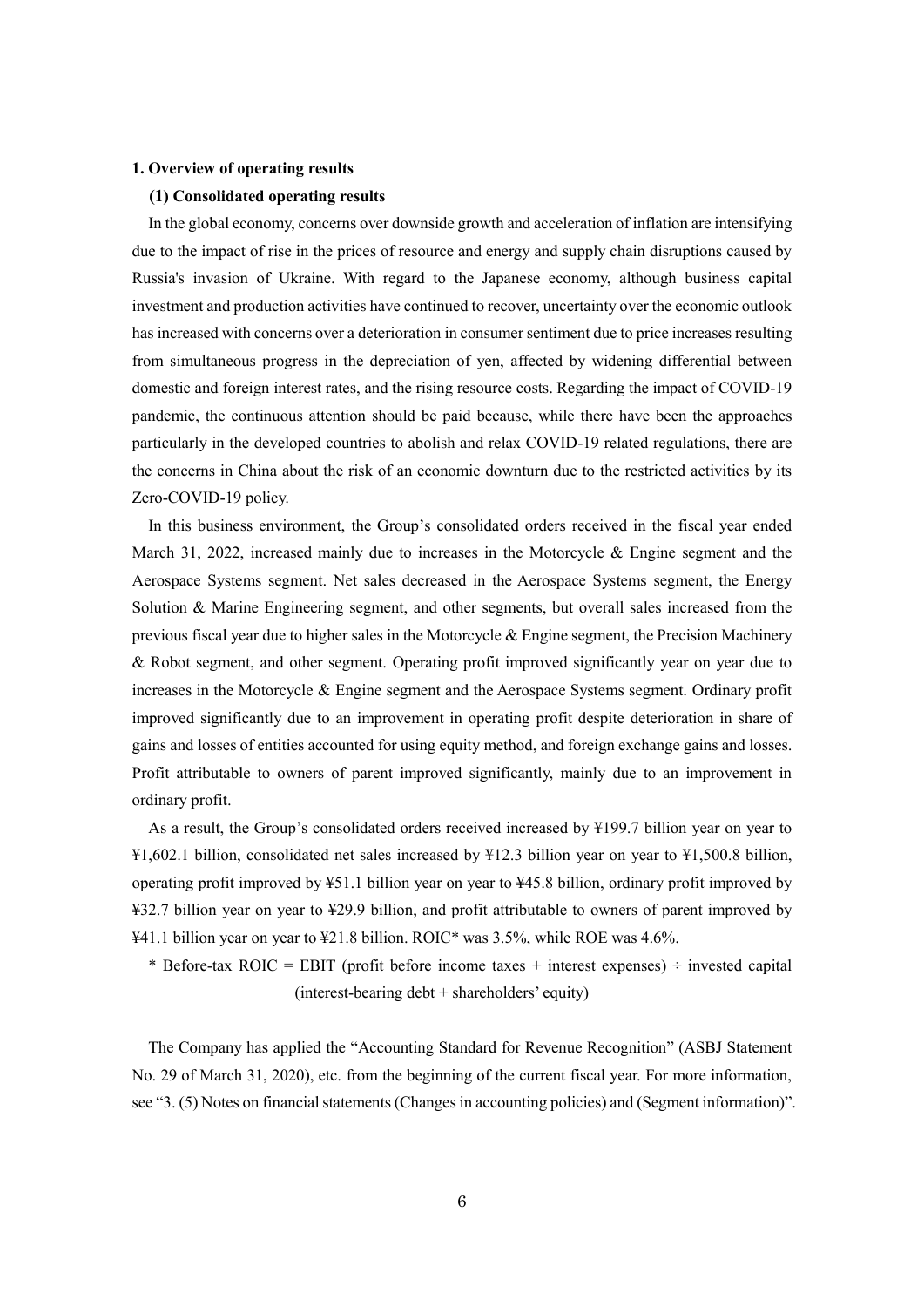## 1. Overview of operating results

### (1) Consolidated operating results

In the global economy, concerns over downside growth and acceleration of inflation are intensifying due to the impact of rise in the prices of resource and energy and supply chain disruptions caused by Russia's invasion of Ukraine. With regard to the Japanese economy, although business capital investment and production activities have continued to recover, uncertainty over the economic outlook has increased with concerns over a deterioration in consumer sentiment due to price increases resulting from simultaneous progress in the depreciation of yen, affected by widening differential between domestic and foreign interest rates, and the rising resource costs. Regarding the impact of COVID-19 pandemic, the continuous attention should be paid because, while there have been the approaches particularly in the developed countries to abolish and relax COVID-19 related regulations, there are the concerns in China about the risk of an economic downturn due to the restricted activities by its Zero-COVID-19 policy.

In this business environment, the Group's consolidated orders received in the fiscal year ended March 31, 2022, increased mainly due to increases in the Motorcycle & Engine segment and the Aerospace Systems segment. Net sales decreased in the Aerospace Systems segment, the Energy Solution & Marine Engineering segment, and other segments, but overall sales increased from the previous fiscal year due to higher sales in the Motorcycle & Engine segment, the Precision Machinery & Robot segment, and other segment. Operating profit improved significantly year on year due to increases in the Motorcycle & Engine segment and the Aerospace Systems segment. Ordinary profit improved significantly due to an improvement in operating profit despite deterioration in share of gains and losses of entities accounted for using equity method, and foreign exchange gains and losses. Profit attributable to owners of parent improved significantly, mainly due to an improvement in ordinary profit.

As a result, the Group's consolidated orders received increased by ¥199.7 billion year on year to ¥1,602.1 billion, consolidated net sales increased by ¥12.3 billion year on year to ¥1,500.8 billion, operating profit improved by ¥51.1 billion year on year to ¥45.8 billion, ordinary profit improved by ¥32.7 billion year on year to ¥29.9 billion, and profit attributable to owners of parent improved by ¥41.1 billion year on year to ¥21.8 billion. ROIC* was 3.5%, while ROE was 4.6%.

\* Before-tax ROIC = EBIT (profit before income taxes + interest expenses) ÷ invested capital (interest-bearing debt + shareholders' equity)

The Company has applied the "Accounting Standard for Revenue Recognition" (ASBJ Statement No. 29 of March 31, 2020), etc. from the beginning of the current fiscal year. For more information, see "3. (5) Notes on financial statements (Changes in accounting policies) and (Segment information)".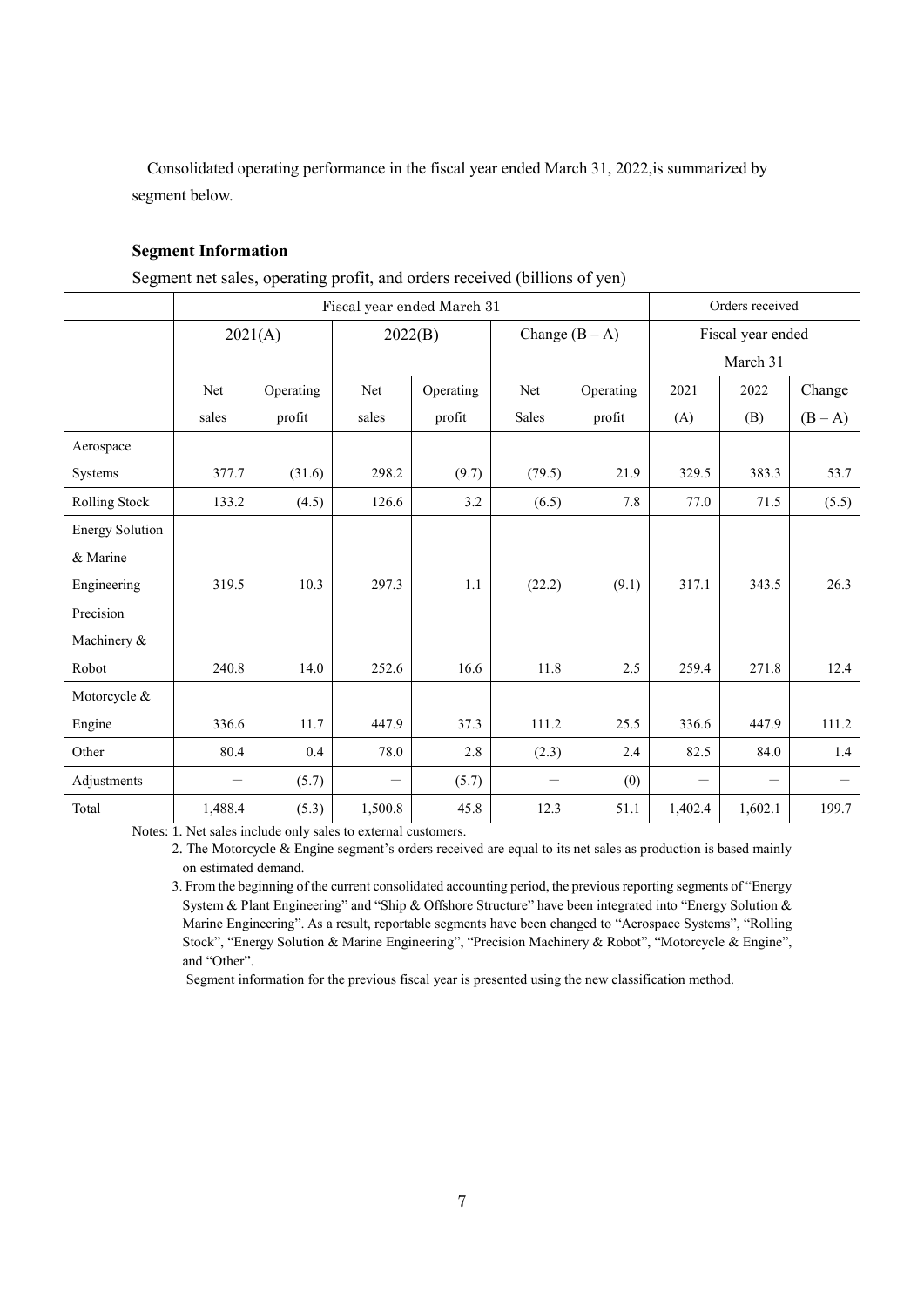Consolidated operating performance in the fiscal year ended March 31, 2022,is summarized by segment below.

**Segment Information**

Segment net sales, operating profit, and orders received (billions of yen)

| | Fiscal year ended March 31 | | | | | | Orders received | | |
|---|---|---|---|---|---|---|---|---|---|
| | 2021(A) | | 2022(B) | | Change (B – A) | | Fiscal year ended March 31 | | |
| | Net sales | Operating profit | Net sales | Operating profit | Net Sales | Operating profit | 2021 (A) | 2022 (B) | Change (B – A) |
| Aerospace Systems | 377.7 | (31.6) | 298.2 | (9.7) | (79.5) | 21.9 | 329.5 | 383.3 | 53.7 |
| Rolling Stock | 133.2 | (4.5) | 126.6 | 3.2 | (6.5) | 7.8 | 77.0 | 71.5 | (5.5) |
| Energy Solution & Marine Engineering | 319.5 | 10.3 | 297.3 | 1.1 | (22.2) | (9.1) | 317.1 | 343.5 | 26.3 |
| Precision Machinery & Robot | 240.8 | 14.0 | 252.6 | 16.6 | 11.8 | 2.5 | 259.4 | 271.8 | 12.4 |
| Motorcycle & Engine | 336.6 | 11.7 | 447.9 | 37.3 | 111.2 | 25.5 | 336.6 | 447.9 | 111.2 |
| Other | 80.4 | 0.4 | 78.0 | 2.8 | (2.3) | 2.4 | 82.5 | 84.0 | 1.4 |
| Adjustments | — | (5.7) | — | (5.7) | — | (0) | — | — | — |
| Total | 1,488.4 | (5.3) | 1,500.8 | 45.8 | 12.3 | 51.1 | 1,402.4 | 1,602.1 | 199.7 |

Notes: 1. Net sales include only sales to external customers.

2. The Motorcycle & Engine segment's orders received are equal to its net sales as production is based mainly on estimated demand.

3. From the beginning of the current consolidated accounting period, the previous reporting segments of "Energy System & Plant Engineering" and "Ship & Offshore Structure" have been integrated into "Energy Solution & Marine Engineering". As a result, reportable segments have been changed to "Aerospace Systems", "Rolling Stock", "Energy Solution & Marine Engineering", "Precision Machinery & Robot", "Motorcycle & Engine", and "Other".

Segment information for the previous fiscal year is presented using the new classification method.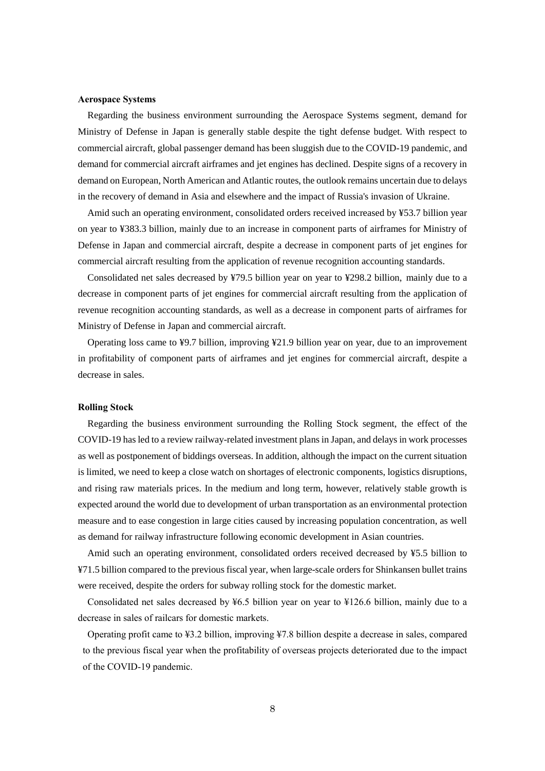**Aerospace Systems**

Regarding the business environment surrounding the Aerospace Systems segment, demand for Ministry of Defense in Japan is generally stable despite the tight defense budget. With respect to commercial aircraft, global passenger demand has been sluggish due to the COVID-19 pandemic, and demand for commercial aircraft airframes and jet engines has declined. Despite signs of a recovery in demand on European, North American and Atlantic routes, the outlook remains uncertain due to delays in the recovery of demand in Asia and elsewhere and the impact of Russia's invasion of Ukraine.

Amid such an operating environment, consolidated orders received increased by ¥53.7 billion year on year to ¥383.3 billion, mainly due to an increase in component parts of airframes for Ministry of Defense in Japan and commercial aircraft, despite a decrease in component parts of jet engines for commercial aircraft resulting from the application of revenue recognition accounting standards.

Consolidated net sales decreased by ¥79.5 billion year on year to ¥298.2 billion, mainly due to a decrease in component parts of jet engines for commercial aircraft resulting from the application of revenue recognition accounting standards, as well as a decrease in component parts of airframes for Ministry of Defense in Japan and commercial aircraft.

Operating loss came to ¥9.7 billion, improving ¥21.9 billion year on year, due to an improvement in profitability of component parts of airframes and jet engines for commercial aircraft, despite a decrease in sales.

**Rolling Stock**

Regarding the business environment surrounding the Rolling Stock segment, the effect of the COVID-19 has led to a review railway-related investment plans in Japan, and delays in work processes as well as postponement of biddings overseas. In addition, although the impact on the current situation is limited, we need to keep a close watch on shortages of electronic components, logistics disruptions, and rising raw materials prices. In the medium and long term, however, relatively stable growth is expected around the world due to development of urban transportation as an environmental protection measure and to ease congestion in large cities caused by increasing population concentration, as well as demand for railway infrastructure following economic development in Asian countries.

Amid such an operating environment, consolidated orders received decreased by ¥5.5 billion to ¥71.5 billion compared to the previous fiscal year, when large-scale orders for Shinkansen bullet trains were received, despite the orders for subway rolling stock for the domestic market.

Consolidated net sales decreased by ¥6.5 billion year on year to ¥126.6 billion, mainly due to a decrease in sales of railcars for domestic markets.

Operating profit came to ¥3.2 billion, improving ¥7.8 billion despite a decrease in sales, compared to the previous fiscal year when the profitability of overseas projects deteriorated due to the impact of the COVID-19 pandemic.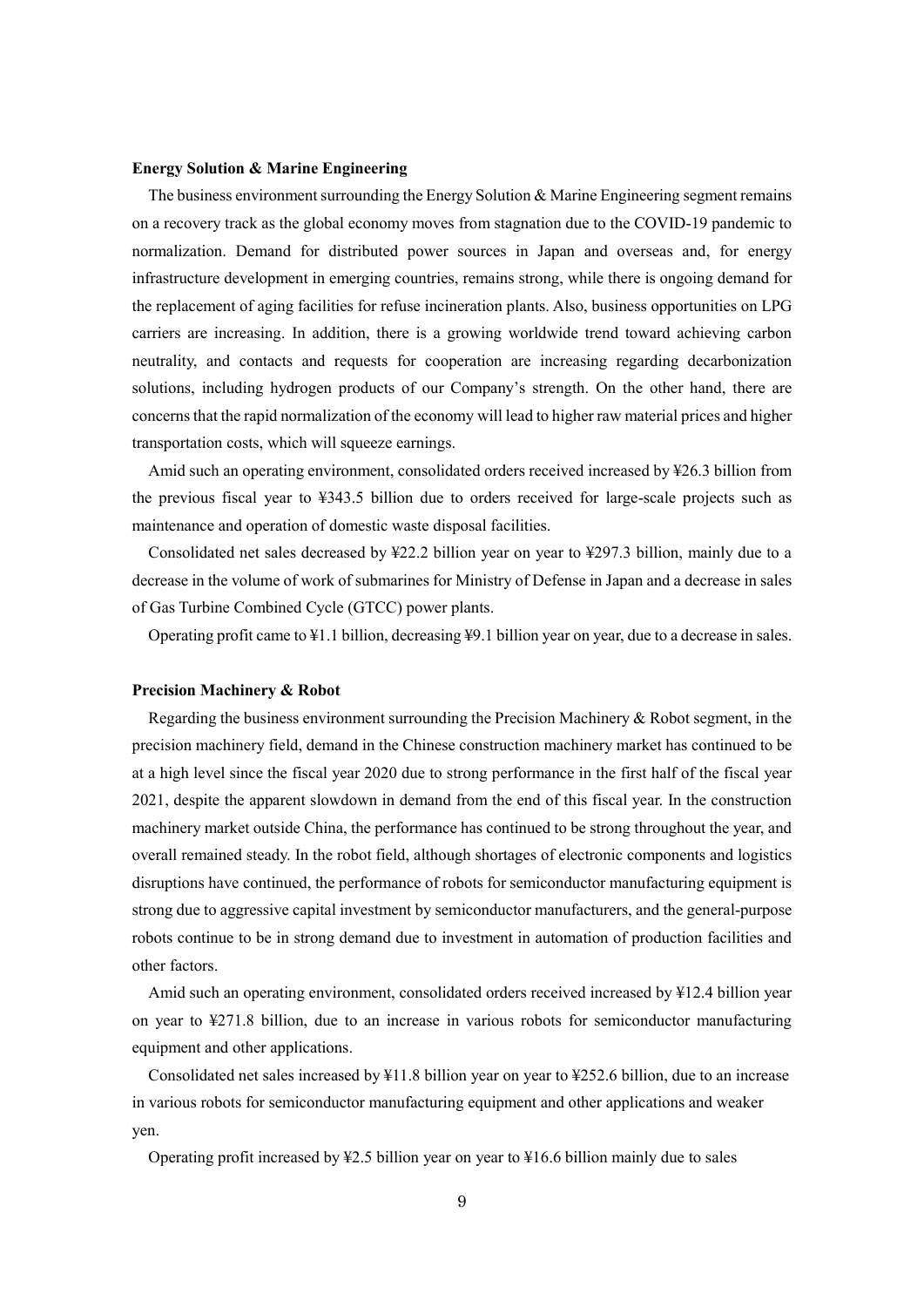**Energy Solution & Marine Engineering**

The business environment surrounding the Energy Solution & Marine Engineering segment remains on a recovery track as the global economy moves from stagnation due to the COVID-19 pandemic to normalization. Demand for distributed power sources in Japan and overseas and, for energy infrastructure development in emerging countries, remains strong, while there is ongoing demand for the replacement of aging facilities for refuse incineration plants. Also, business opportunities on LPG carriers are increasing. In addition, there is a growing worldwide trend toward achieving carbon neutrality, and contacts and requests for cooperation are increasing regarding decarbonization solutions, including hydrogen products of our Company's strength. On the other hand, there are concerns that the rapid normalization of the economy will lead to higher raw material prices and higher transportation costs, which will squeeze earnings.

Amid such an operating environment, consolidated orders received increased by ¥26.3 billion from the previous fiscal year to ¥343.5 billion due to orders received for large-scale projects such as maintenance and operation of domestic waste disposal facilities.

Consolidated net sales decreased by ¥22.2 billion year on year to ¥297.3 billion, mainly due to a decrease in the volume of work of submarines for Ministry of Defense in Japan and a decrease in sales of Gas Turbine Combined Cycle (GTCC) power plants.

Operating profit came to ¥1.1 billion, decreasing ¥9.1 billion year on year, due to a decrease in sales.

**Precision Machinery & Robot**

Regarding the business environment surrounding the Precision Machinery & Robot segment, in the precision machinery field, demand in the Chinese construction machinery market has continued to be at a high level since the fiscal year 2020 due to strong performance in the first half of the fiscal year 2021, despite the apparent slowdown in demand from the end of this fiscal year. In the construction machinery market outside China, the performance has continued to be strong throughout the year, and overall remained steady. In the robot field, although shortages of electronic components and logistics disruptions have continued, the performance of robots for semiconductor manufacturing equipment is strong due to aggressive capital investment by semiconductor manufacturers, and the general-purpose robots continue to be in strong demand due to investment in automation of production facilities and other factors.

Amid such an operating environment, consolidated orders received increased by ¥12.4 billion year on year to ¥271.8 billion, due to an increase in various robots for semiconductor manufacturing equipment and other applications.

Consolidated net sales increased by ¥11.8 billion year on year to ¥252.6 billion, due to an increase in various robots for semiconductor manufacturing equipment and other applications and weaker yen.

Operating profit increased by ¥2.5 billion year on year to ¥16.6 billion mainly due to sales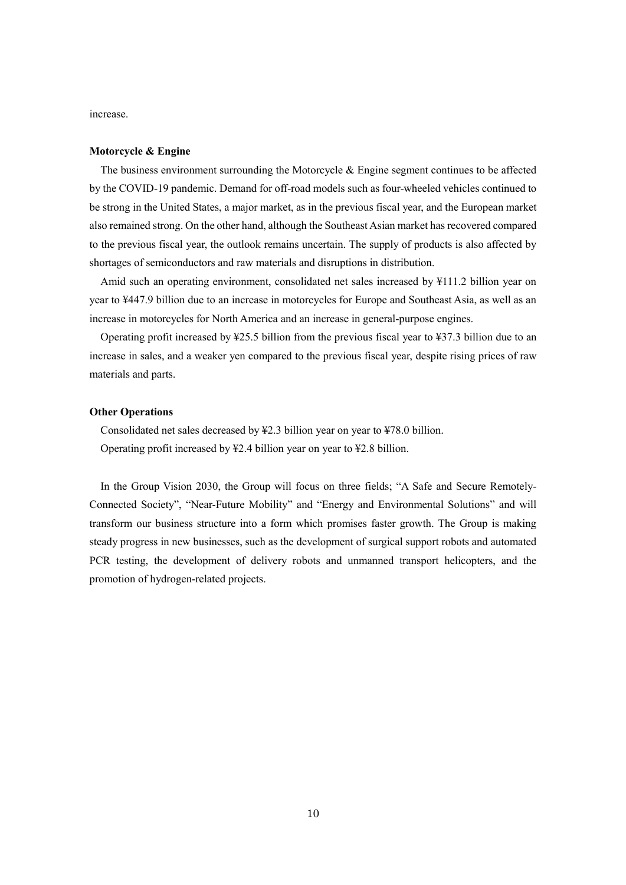increase.

**Motorcycle & Engine**

The business environment surrounding the Motorcycle & Engine segment continues to be affected by the COVID-19 pandemic. Demand for off-road models such as four-wheeled vehicles continued to be strong in the United States, a major market, as in the previous fiscal year, and the European market also remained strong. On the other hand, although the Southeast Asian market has recovered compared to the previous fiscal year, the outlook remains uncertain. The supply of products is also affected by shortages of semiconductors and raw materials and disruptions in distribution.

Amid such an operating environment, consolidated net sales increased by ¥111.2 billion year on year to ¥447.9 billion due to an increase in motorcycles for Europe and Southeast Asia, as well as an increase in motorcycles for North America and an increase in general-purpose engines.

Operating profit increased by ¥25.5 billion from the previous fiscal year to ¥37.3 billion due to an increase in sales, and a weaker yen compared to the previous fiscal year, despite rising prices of raw materials and parts.

**Other Operations**

Consolidated net sales decreased by ¥2.3 billion year on year to ¥78.0 billion.

Operating profit increased by ¥2.4 billion year on year to ¥2.8 billion.

In the Group Vision 2030, the Group will focus on three fields; "A Safe and Secure Remotely-Connected Society", "Near-Future Mobility" and "Energy and Environmental Solutions" and will transform our business structure into a form which promises faster growth. The Group is making steady progress in new businesses, such as the development of surgical support robots and automated PCR testing, the development of delivery robots and unmanned transport helicopters, and the promotion of hydrogen-related projects.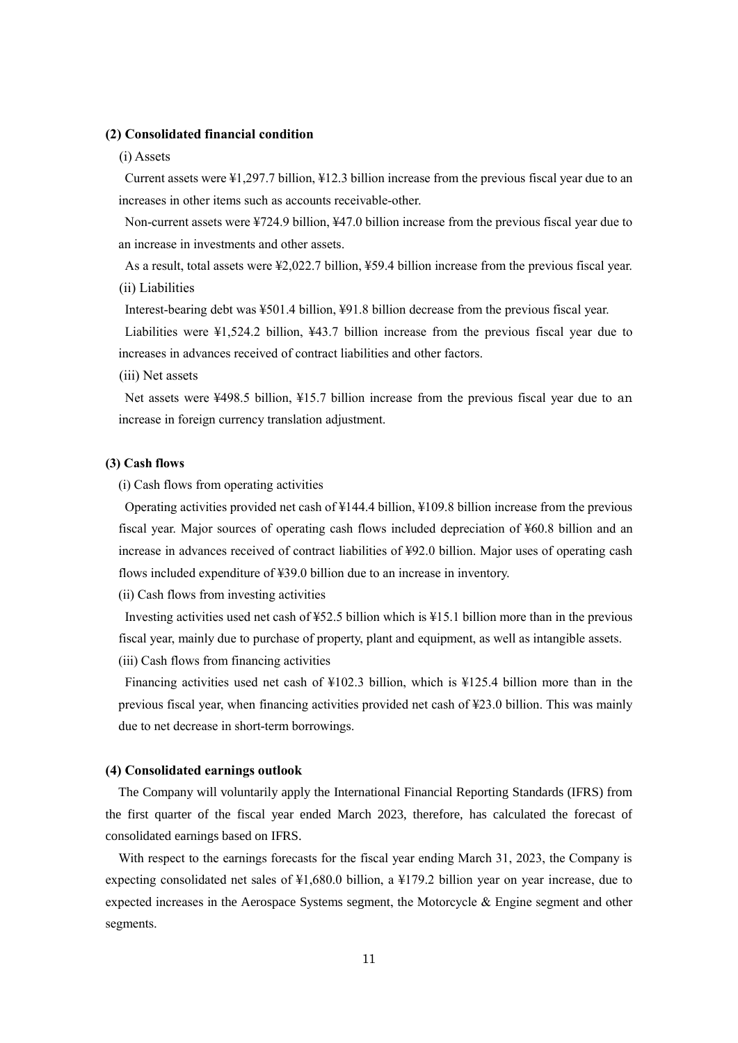### (2) Consolidated financial condition

(i) Assets

Current assets were ¥1,297.7 billion, ¥12.3 billion increase from the previous fiscal year due to an increases in other items such as accounts receivable-other.

Non-current assets were ¥724.9 billion, ¥47.0 billion increase from the previous fiscal year due to an increase in investments and other assets.

As a result, total assets were ¥2,022.7 billion, ¥59.4 billion increase from the previous fiscal year.

(ii) Liabilities

Interest-bearing debt was ¥501.4 billion, ¥91.8 billion decrease from the previous fiscal year.

Liabilities were ¥1,524.2 billion, ¥43.7 billion increase from the previous fiscal year due to increases in advances received of contract liabilities and other factors.

(iii) Net assets

Net assets were ¥498.5 billion, ¥15.7 billion increase from the previous fiscal year due to an increase in foreign currency translation adjustment.

### (3) Cash flows

(i) Cash flows from operating activities

Operating activities provided net cash of ¥144.4 billion, ¥109.8 billion increase from the previous fiscal year. Major sources of operating cash flows included depreciation of ¥60.8 billion and an increase in advances received of contract liabilities of ¥92.0 billion. Major uses of operating cash flows included expenditure of ¥39.0 billion due to an increase in inventory.

(ii) Cash flows from investing activities

Investing activities used net cash of ¥52.5 billion which is ¥15.1 billion more than in the previous fiscal year, mainly due to purchase of property, plant and equipment, as well as intangible assets.

(iii) Cash flows from financing activities

Financing activities used net cash of ¥102.3 billion, which is ¥125.4 billion more than in the previous fiscal year, when financing activities provided net cash of ¥23.0 billion. This was mainly due to net decrease in short-term borrowings.

### (4) Consolidated earnings outlook

The Company will voluntarily apply the International Financial Reporting Standards (IFRS) from the first quarter of the fiscal year ended March 2023, therefore, has calculated the forecast of consolidated earnings based on IFRS.

With respect to the earnings forecasts for the fiscal year ending March 31, 2023, the Company is expecting consolidated net sales of ¥1,680.0 billion, a ¥179.2 billion year on year increase, due to expected increases in the Aerospace Systems segment, the Motorcycle & Engine segment and other segments.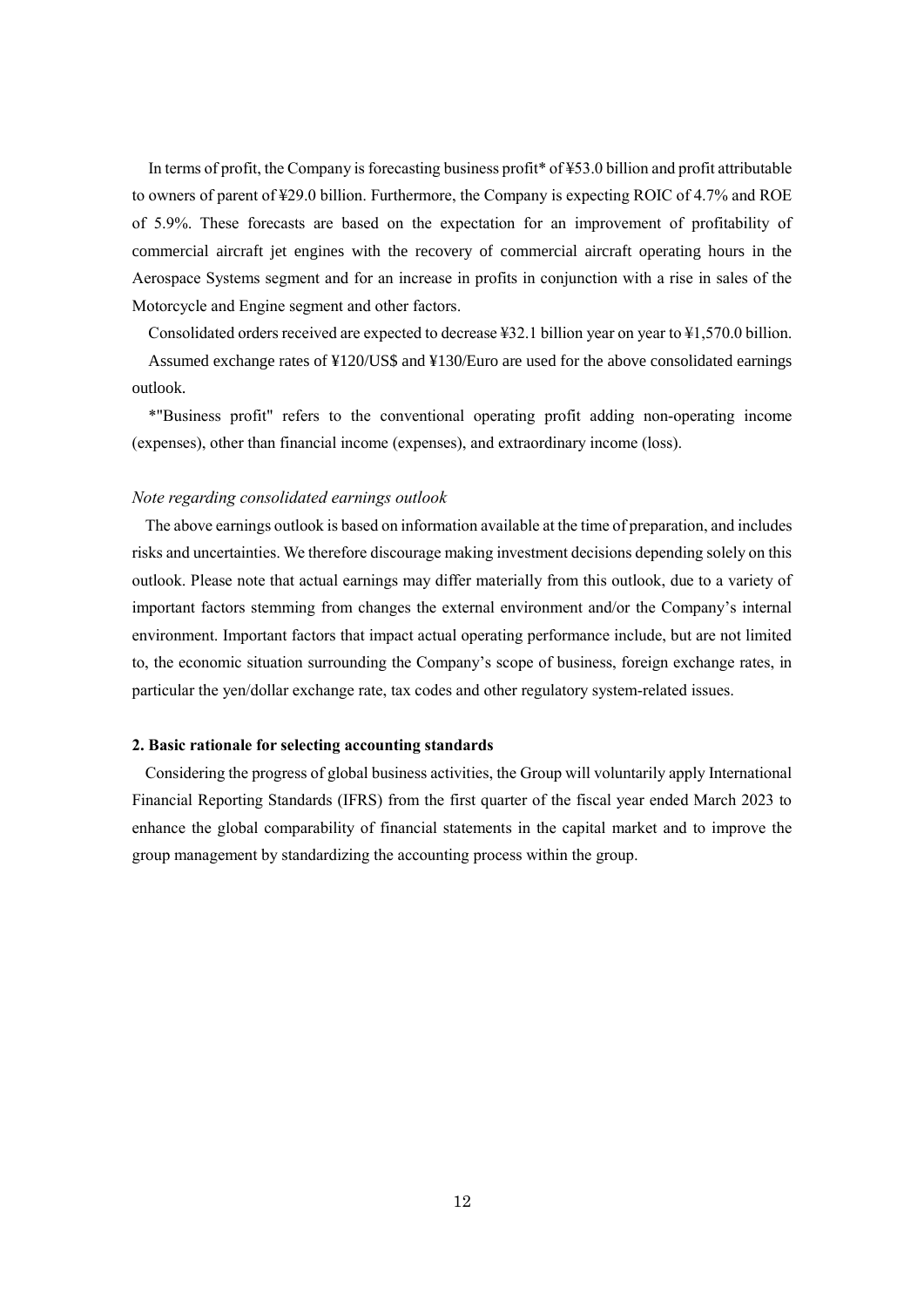In terms of profit, the Company is forecasting business profit* of ¥53.0 billion and profit attributable to owners of parent of ¥29.0 billion. Furthermore, the Company is expecting ROIC of 4.7% and ROE of 5.9%. These forecasts are based on the expectation for an improvement of profitability of commercial aircraft jet engines with the recovery of commercial aircraft operating hours in the Aerospace Systems segment and for an increase in profits in conjunction with a rise in sales of the Motorcycle and Engine segment and other factors.

Consolidated orders received are expected to decrease ¥32.1 billion year on year to ¥1,570.0 billion.

Assumed exchange rates of ¥120/US$ and ¥130/Euro are used for the above consolidated earnings outlook.

*"Business profit" refers to the conventional operating profit adding non-operating income (expenses), other than financial income (expenses), and extraordinary income (loss).

*Note regarding consolidated earnings outlook*

The above earnings outlook is based on information available at the time of preparation, and includes risks and uncertainties. We therefore discourage making investment decisions depending solely on this outlook. Please note that actual earnings may differ materially from this outlook, due to a variety of important factors stemming from changes the external environment and/or the Company's internal environment. Important factors that impact actual operating performance include, but are not limited to, the economic situation surrounding the Company's scope of business, foreign exchange rates, in particular the yen/dollar exchange rate, tax codes and other regulatory system-related issues.

**2. Basic rationale for selecting accounting standards**

Considering the progress of global business activities, the Group will voluntarily apply International Financial Reporting Standards (IFRS) from the first quarter of the fiscal year ended March 2023 to enhance the global comparability of financial statements in the capital market and to improve the group management by standardizing the accounting process within the group.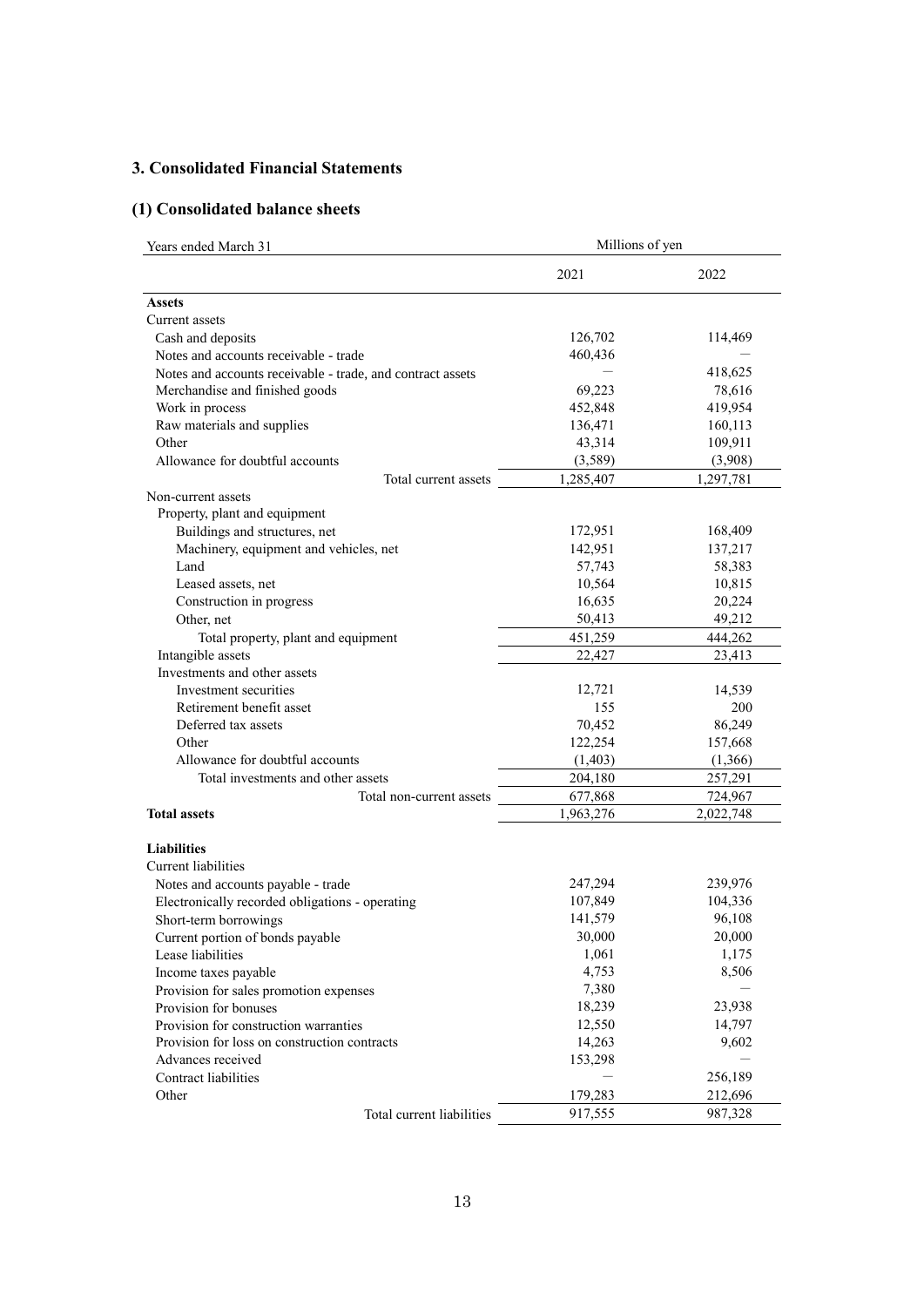## 3. Consolidated Financial Statements

### (1) Consolidated balance sheets

| Years ended March 31 | Millions of yen | |
|---|---|---|
| | 2021 | 2022 |
| **Assets** | | |
| Current assets | | |
| Cash and deposits | 126,702 | 114,469 |
| Notes and accounts receivable - trade | 460,436 | — |
| Notes and accounts receivable - trade, and contract assets | — | 418,625 |
| Merchandise and finished goods | 69,223 | 78,616 |
| Work in process | 452,848 | 419,954 |
| Raw materials and supplies | 136,471 | 160,113 |
| Other | 43,314 | 109,911 |
| Allowance for doubtful accounts | (3,589) | (3,908) |
| Total current assets | 1,285,407 | 1,297,781 |
| Non-current assets | | |
| Property, plant and equipment | | |
| Buildings and structures, net | 172,951 | 168,409 |
| Machinery, equipment and vehicles, net | 142,951 | 137,217 |
| Land | 57,743 | 58,383 |
| Leased assets, net | 10,564 | 10,815 |
| Construction in progress | 16,635 | 20,224 |
| Other, net | 50,413 | 49,212 |
| Total property, plant and equipment | 451,259 | 444,262 |
| Intangible assets | 22,427 | 23,413 |
| Investments and other assets | | |
| Investment securities | 12,721 | 14,539 |
| Retirement benefit asset | 155 | 200 |
| Deferred tax assets | 70,452 | 86,249 |
| Other | 122,254 | 157,668 |
| Allowance for doubtful accounts | (1,403) | (1,366) |
| Total investments and other assets | 204,180 | 257,291 |
| Total non-current assets | 677,868 | 724,967 |
| **Total assets** | 1,963,276 | 2,022,748 |
| | | |
| **Liabilities** | | |
| Current liabilities | | |
| Notes and accounts payable - trade | 247,294 | 239,976 |
| Electronically recorded obligations - operating | 107,849 | 104,336 |
| Short-term borrowings | 141,579 | 96,108 |
| Current portion of bonds payable | 30,000 | 20,000 |
| Lease liabilities | 1,061 | 1,175 |
| Income taxes payable | 4,753 | 8,506 |
| Provision for sales promotion expenses | 7,380 | — |
| Provision for bonuses | 18,239 | 23,938 |
| Provision for construction warranties | 12,550 | 14,797 |
| Provision for loss on construction contracts | 14,263 | 9,602 |
| Advances received | 153,298 | — |
| Contract liabilities | — | 256,189 |
| Other | 179,283 | 212,696 |
| Total current liabilities | 917,555 | 987,328 |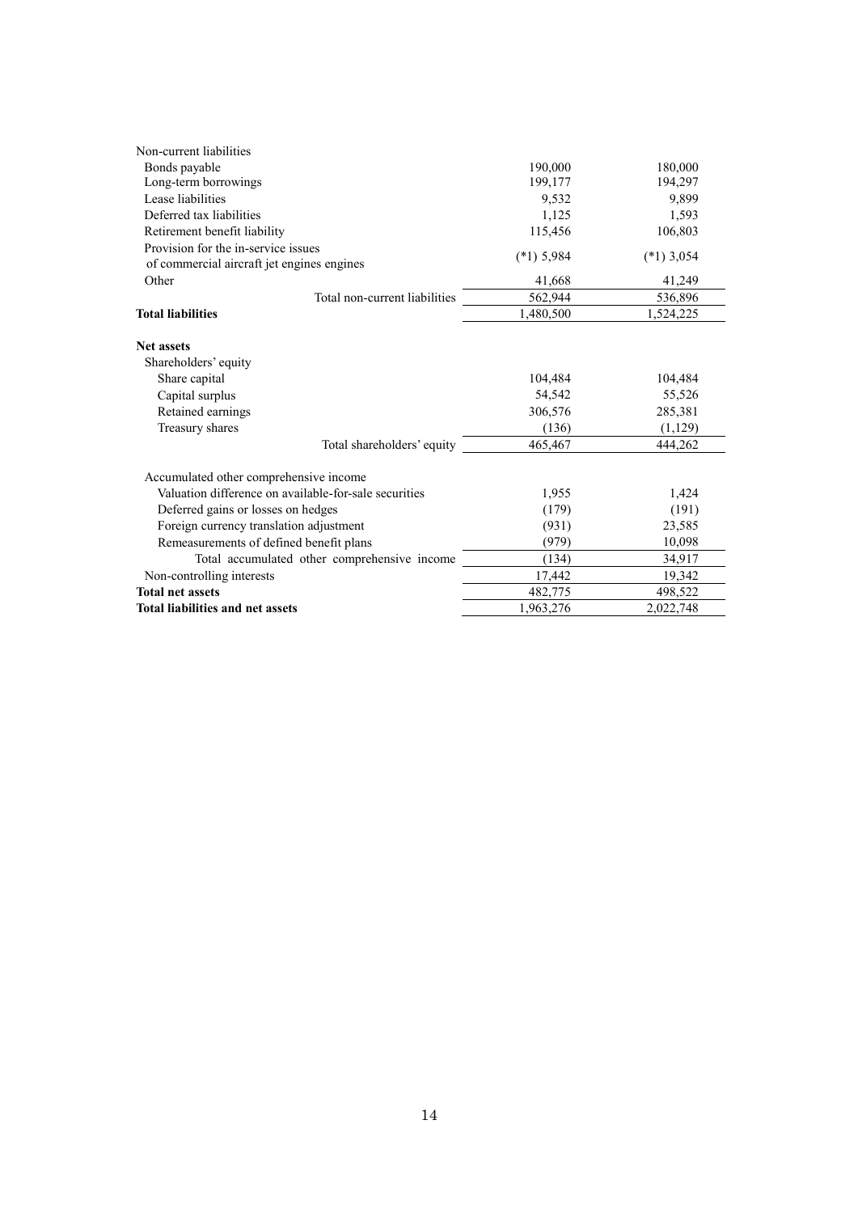| | | |
|---|---|---|
| Non-current liabilities | | |
| Bonds payable | 190,000 | 180,000 |
| Long-term borrowings | 199,177 | 194,297 |
| Lease liabilities | 9,532 | 9,899 |
| Deferred tax liabilities | 1,125 | 1,593 |
| Retirement benefit liability | 115,456 | 106,803 |
| Provision for the in-service issues of commercial aircraft jet engines engines | (*1) 5,984 | (*1) 3,054 |
| Other | 41,668 | 41,249 |
| Total non-current liabilities | 562,944 | 536,896 |
| **Total liabilities** | 1,480,500 | 1,524,225 |
| | | |
| **Net assets** | | |
| Shareholders' equity | | |
| Share capital | 104,484 | 104,484 |
| Capital surplus | 54,542 | 55,526 |
| Retained earnings | 306,576 | 285,381 |
| Treasury shares | (136) | (1,129) |
| Total shareholders' equity | 465,467 | 444,262 |
| | | |
| Accumulated other comprehensive income | | |
| Valuation difference on available-for-sale securities | 1,955 | 1,424 |
| Deferred gains or losses on hedges | (179) | (191) |
| Foreign currency translation adjustment | (931) | 23,585 |
| Remeasurements of defined benefit plans | (979) | 10,098 |
| Total accumulated other comprehensive income | (134) | 34,917 |
| Non-controlling interests | 17,442 | 19,342 |
| **Total net assets** | 482,775 | 498,522 |
| **Total liabilities and net assets** | 1,963,276 | 2,022,748 |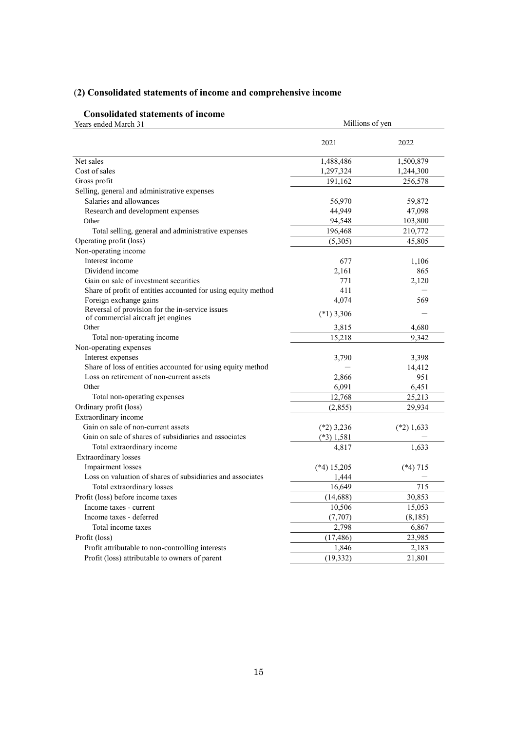## (2) Consolidated statements of income and comprehensive income

### Consolidated statements of income

| Years ended March 31 | Millions of yen | |
|---|---|---|
| | 2021 | 2022 |
| Net sales | 1,488,486 | 1,500,879 |
| Cost of sales | 1,297,324 | 1,244,300 |
| Gross profit | 191,162 | 256,578 |
| Selling, general and administrative expenses | | |
| Salaries and allowances | 56,970 | 59,872 |
| Research and development expenses | 44,949 | 47,098 |
| Other | 94,548 | 103,800 |
| Total selling, general and administrative expenses | 196,468 | 210,772 |
| Operating profit (loss) | (5,305) | 45,805 |
| Non-operating income | | |
| Interest income | 677 | 1,106 |
| Dividend income | 2,161 | 865 |
| Gain on sale of investment securities | 771 | 2,120 |
| Share of profit of entities accounted for using equity method | 411 | — |
| Foreign exchange gains | 4,074 | 569 |
| Reversal of provision for the in-service issues of commercial aircraft jet engines | (*1) 3,306 | — |
| Other | 3,815 | 4,680 |
| Total non-operating income | 15,218 | 9,342 |
| Non-operating expenses | | |
| Interest expenses | 3,790 | 3,398 |
| Share of loss of entities accounted for using equity method | — | 14,412 |
| Loss on retirement of non-current assets | 2,866 | 951 |
| Other | 6,091 | 6,451 |
| Total non-operating expenses | 12,768 | 25,213 |
| Ordinary profit (loss) | (2,855) | 29,934 |
| Extraordinary income | | |
| Gain on sale of non-current assets | (*2) 3,236 | (*2) 1,633 |
| Gain on sale of shares of subsidiaries and associates | (*3) 1,581 | — |
| Total extraordinary income | 4,817 | 1,633 |
| Extraordinary losses | | |
| Impairment losses | (*4) 15,205 | (*4) 715 |
| Loss on valuation of shares of subsidiaries and associates | 1,444 | — |
| Total extraordinary losses | 16,649 | 715 |
| Profit (loss) before income taxes | (14,688) | 30,853 |
| Income taxes - current | 10,506 | 15,053 |
| Income taxes - deferred | (7,707) | (8,185) |
| Total income taxes | 2,798 | 6,867 |
| Profit (loss) | (17,486) | 23,985 |
| Profit attributable to non-controlling interests | 1,846 | 2,183 |
| Profit (loss) attributable to owners of parent | (19,332) | 21,801 |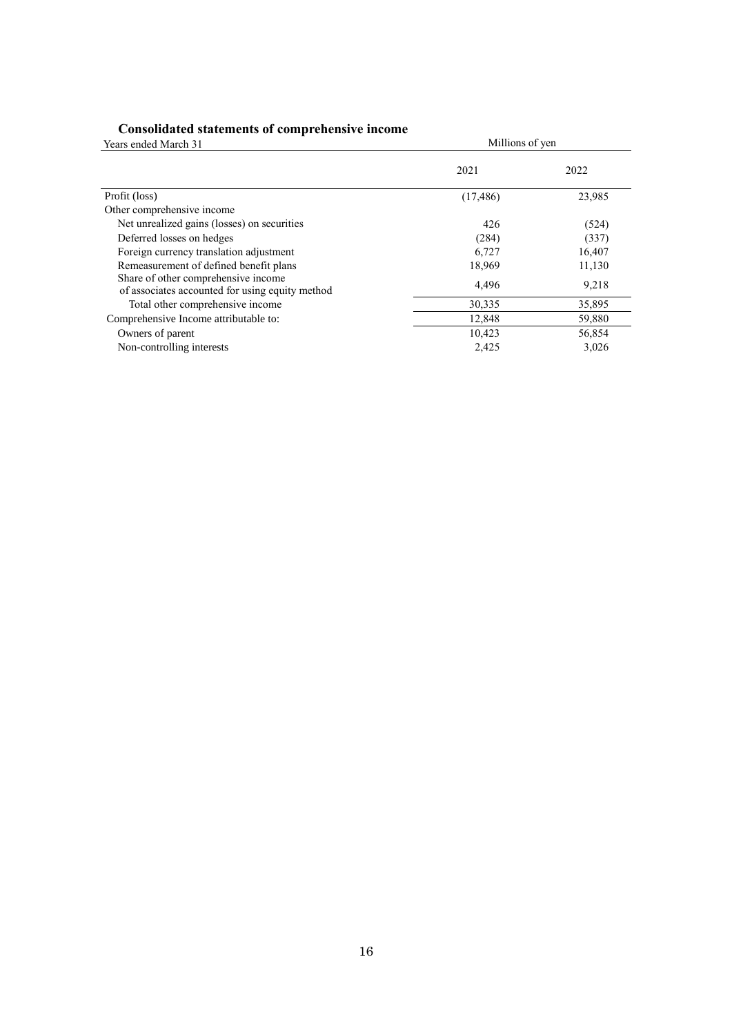## Consolidated statements of comprehensive income

| Years ended March 31 | Millions of yen | |
|---|---|---|
| | 2021 | 2022 |
| Profit (loss) | (17,486) | 23,985 |
| Other comprehensive income | | |
| Net unrealized gains (losses) on securities | 426 | (524) |
| Deferred losses on hedges | (284) | (337) |
| Foreign currency translation adjustment | 6,727 | 16,407 |
| Remeasurement of defined benefit plans | 18,969 | 11,130 |
| Share of other comprehensive income of associates accounted for using equity method | 4,496 | 9,218 |
| Total other comprehensive income | 30,335 | 35,895 |
| Comprehensive Income attributable to: | 12,848 | 59,880 |
| Owners of parent | 10,423 | 56,854 |
| Non-controlling interests | 2,425 | 3,026 |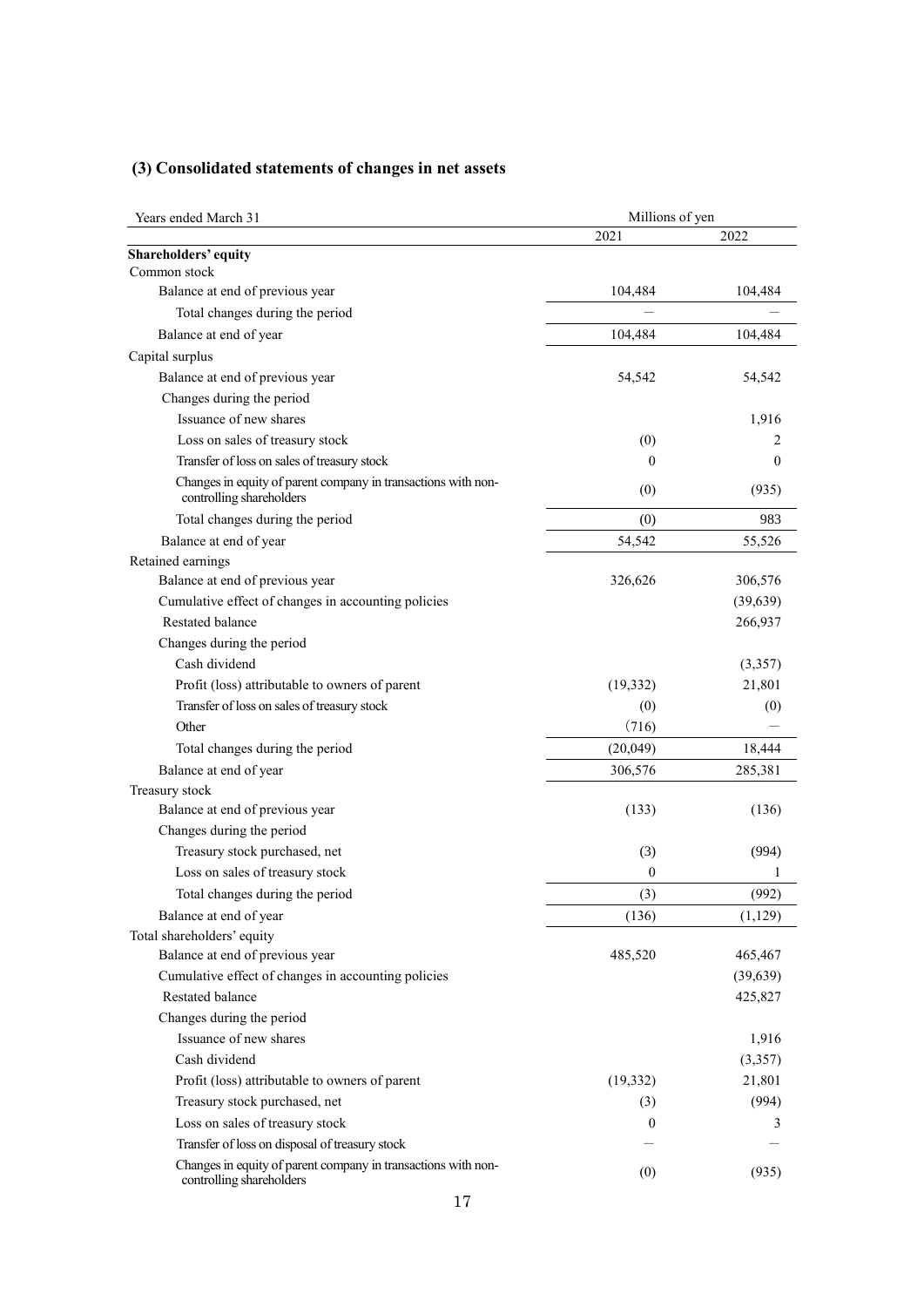## (3) Consolidated statements of changes in net assets

| Years ended March 31 | Millions of yen | |
|---|---|---|
| | 2021 | 2022 |
| **Shareholders' equity** | | |
| Common stock | | |
| Balance at end of previous year | 104,484 | 104,484 |
| Total changes during the period | — | — |
| Balance at end of year | 104,484 | 104,484 |
| Capital surplus | | |
| Balance at end of previous year | 54,542 | 54,542 |
| Changes during the period | | |
| Issuance of new shares | | 1,916 |
| Loss on sales of treasury stock | (0) | 2 |
| Transfer of loss on sales of treasury stock | 0 | 0 |
| Changes in equity of parent company in transactions with non-controlling shareholders | (0) | (935) |
| Total changes during the period | (0) | 983 |
| Balance at end of year | 54,542 | 55,526 |
| Retained earnings | | |
| Balance at end of previous year | 326,626 | 306,576 |
| Cumulative effect of changes in accounting policies | | (39,639) |
| Restated balance | | 266,937 |
| Changes during the period | | |
| Cash dividend | | (3,357) |
| Profit (loss) attributable to owners of parent | (19,332) | 21,801 |
| Transfer of loss on sales of treasury stock | (0) | (0) |
| Other | (716) | — |
| Total changes during the period | (20,049) | 18,444 |
| Balance at end of year | 306,576 | 285,381 |
| Treasury stock | | |
| Balance at end of previous year | (133) | (136) |
| Changes during the period | | |
| Treasury stock purchased, net | (3) | (994) |
| Loss on sales of treasury stock | 0 | 1 |
| Total changes during the period | (3) | (992) |
| Balance at end of year | (136) | (1,129) |
| Total shareholders' equity | | |
| Balance at end of previous year | 485,520 | 465,467 |
| Cumulative effect of changes in accounting policies | | (39,639) |
| Restated balance | | 425,827 |
| Changes during the period | | |
| Issuance of new shares | | 1,916 |
| Cash dividend | | (3,357) |
| Profit (loss) attributable to owners of parent | (19,332) | 21,801 |
| Treasury stock purchased, net | (3) | (994) |
| Loss on sales of treasury stock | 0 | 3 |
| Transfer of loss on disposal of treasury stock | — | — |
| Changes in equity of parent company in transactions with non-controlling shareholders | (0) | (935) |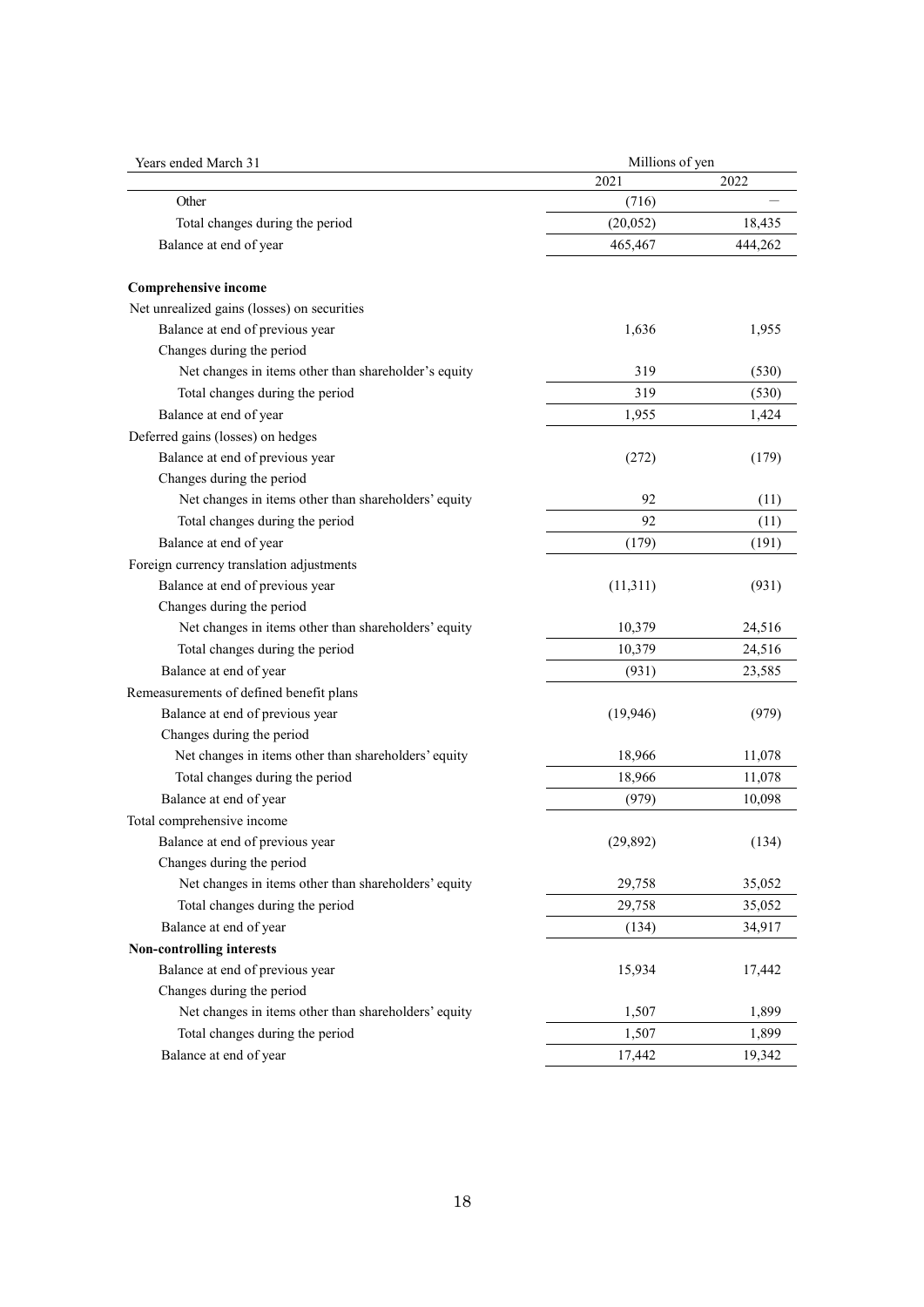| Years ended March 31 | Millions of yen | |
|---|---|---|
| | 2021 | 2022 |
| Other | (716) | — |
| Total changes during the period | (20,052) | 18,435 |
| Balance at end of year | 465,467 | 444,262 |
| | | |
| **Comprehensive income** | | |
| Net unrealized gains (losses) on securities | | |
| Balance at end of previous year | 1,636 | 1,955 |
| Changes during the period | | |
| Net changes in items other than shareholder's equity | 319 | (530) |
| Total changes during the period | 319 | (530) |
| Balance at end of year | 1,955 | 1,424 |
| Deferred gains (losses) on hedges | | |
| Balance at end of previous year | (272) | (179) |
| Changes during the period | | |
| Net changes in items other than shareholders' equity | 92 | (11) |
| Total changes during the period | 92 | (11) |
| Balance at end of year | (179) | (191) |
| Foreign currency translation adjustments | | |
| Balance at end of previous year | (11,311) | (931) |
| Changes during the period | | |
| Net changes in items other than shareholders' equity | 10,379 | 24,516 |
| Total changes during the period | 10,379 | 24,516 |
| Balance at end of year | (931) | 23,585 |
| Remeasurements of defined benefit plans | | |
| Balance at end of previous year | (19,946) | (979) |
| Changes during the period | | |
| Net changes in items other than shareholders' equity | 18,966 | 11,078 |
| Total changes during the period | 18,966 | 11,078 |
| Balance at end of year | (979) | 10,098 |
| Total comprehensive income | | |
| Balance at end of previous year | (29,892) | (134) |
| Changes during the period | | |
| Net changes in items other than shareholders' equity | 29,758 | 35,052 |
| Total changes during the period | 29,758 | 35,052 |
| Balance at end of year | (134) | 34,917 |
| **Non-controlling interests** | | |
| Balance at end of previous year | 15,934 | 17,442 |
| Changes during the period | | |
| Net changes in items other than shareholders' equity | 1,507 | 1,899 |
| Total changes during the period | 1,507 | 1,899 |
| Balance at end of year | 17,442 | 19,342 |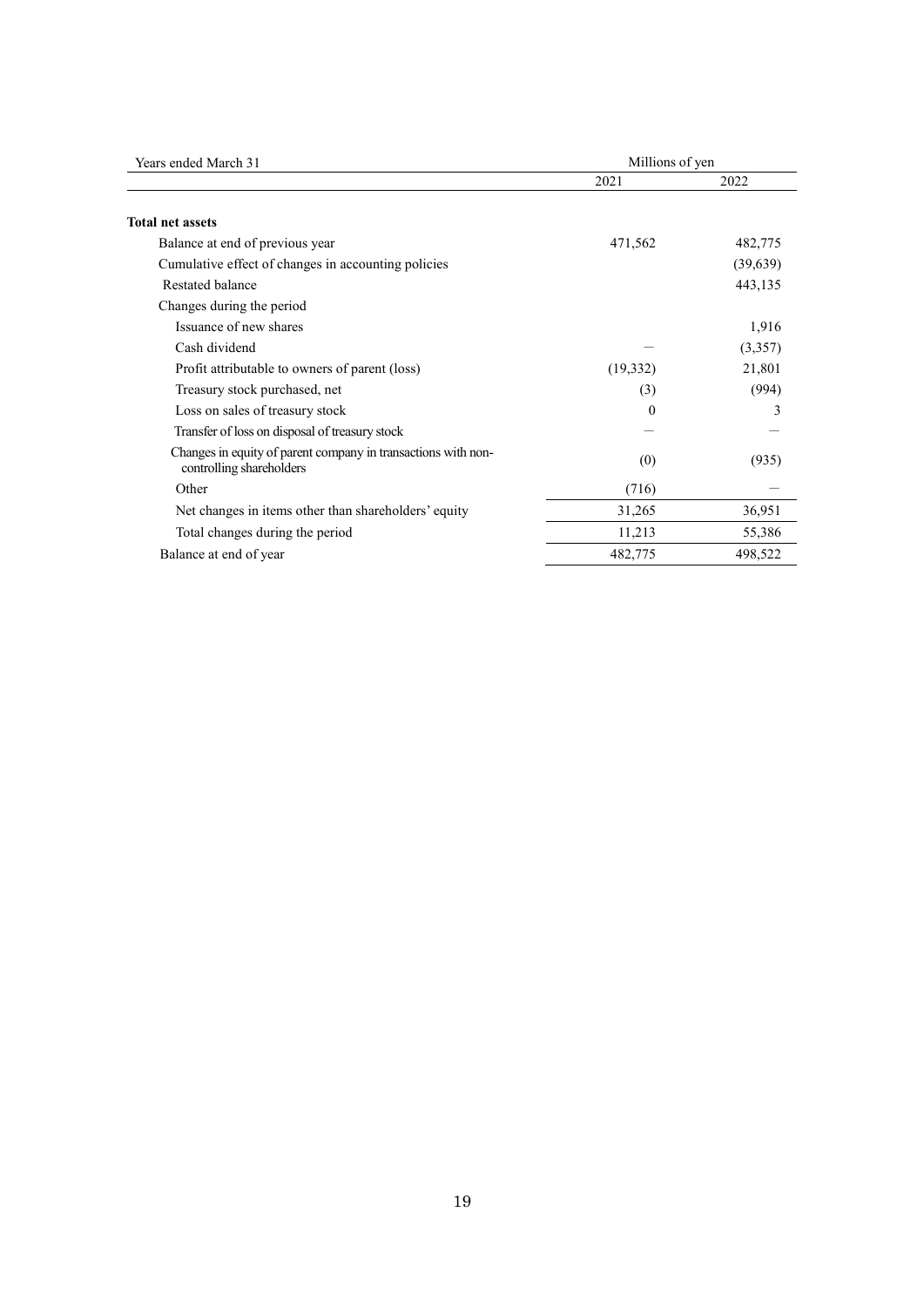| Years ended March 31 | Millions of yen | |
|---|---|---|
| | 2021 | 2022 |
| **Total net assets** | | |
| Balance at end of previous year | 471,562 | 482,775 |
| Cumulative effect of changes in accounting policies | | (39,639) |
| Restated balance | | 443,135 |
| Changes during the period | | |
| Issuance of new shares | | 1,916 |
| Cash dividend | — | (3,357) |
| Profit attributable to owners of parent (loss) | (19,332) | 21,801 |
| Treasury stock purchased, net | (3) | (994) |
| Loss on sales of treasury stock | 0 | 3 |
| Transfer of loss on disposal of treasury stock | — | — |
| Changes in equity of parent company in transactions with non-controlling shareholders | (0) | (935) |
| Other | (716) | — |
| Net changes in items other than shareholders' equity | 31,265 | 36,951 |
| Total changes during the period | 11,213 | 55,386 |
| Balance at end of year | 482,775 | 498,522 |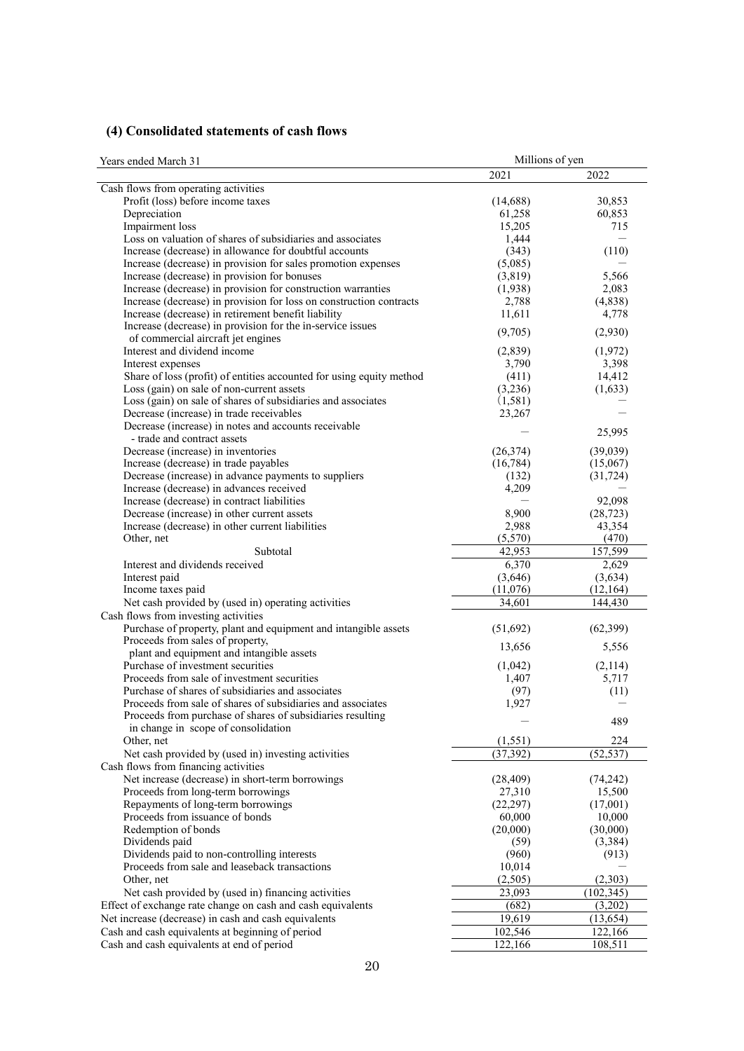## (4) Consolidated statements of cash flows

| Years ended March 31 | Millions of yen | |
|---|---|---|
| | 2021 | 2022 |
| Cash flows from operating activities | | |
| Profit (loss) before income taxes | (14,688) | 30,853 |
| Depreciation | 61,258 | 60,853 |
| Impairment loss | 15,205 | 715 |
| Loss on valuation of shares of subsidiaries and associates | 1,444 | ― |
| Increase (decrease) in allowance for doubtful accounts | (343) | (110) |
| Increase (decrease) in provision for sales promotion expenses | (5,085) | ― |
| Increase (decrease) in provision for bonuses | (3,819) | 5,566 |
| Increase (decrease) in provision for construction warranties | (1,938) | 2,083 |
| Increase (decrease) in provision for loss on construction contracts | 2,788 | (4,838) |
| Increase (decrease) in retirement benefit liability | 11,611 | 4,778 |
| Increase (decrease) in provision for the in-service issues of commercial aircraft jet engines | (9,705) | (2,930) |
| Interest and dividend income | (2,839) | (1,972) |
| Interest expenses | 3,790 | 3,398 |
| Share of loss (profit) of entities accounted for using equity method | (411) | 14,412 |
| Loss (gain) on sale of non-current assets | (3,236) | (1,633) |
| Loss (gain) on sale of shares of subsidiaries and associates | (1,581) | ― |
| Decrease (increase) in trade receivables | 23,267 | ― |
| Decrease (increase) in notes and accounts receivable - trade and contract assets | ― | 25,995 |
| Decrease (increase) in inventories | (26,374) | (39,039) |
| Increase (decrease) in trade payables | (16,784) | (15,067) |
| Decrease (increase) in advance payments to suppliers | (132) | (31,724) |
| Increase (decrease) in advances received | 4,209 | ― |
| Increase (decrease) in contract liabilities | ― | 92,098 |
| Decrease (increase) in other current assets | 8,900 | (28,723) |
| Increase (decrease) in other current liabilities | 2,988 | 43,354 |
| Other, net | (5,570) | (470) |
| Subtotal | 42,953 | 157,599 |
| Interest and dividends received | 6,370 | 2,629 |
| Interest paid | (3,646) | (3,634) |
| Income taxes paid | (11,076) | (12,164) |
| Net cash provided by (used in) operating activities | 34,601 | 144,430 |
| Cash flows from investing activities | | |
| Purchase of property, plant and equipment and intangible assets | (51,692) | (62,399) |
| Proceeds from sales of property, plant and equipment and intangible assets | 13,656 | 5,556 |
| Purchase of investment securities | (1,042) | (2,114) |
| Proceeds from sale of investment securities | 1,407 | 5,717 |
| Purchase of shares of subsidiaries and associates | (97) | (11) |
| Proceeds from sale of shares of subsidiaries and associates | 1,927 | ― |
| Proceeds from purchase of shares of subsidiaries resulting in change in scope of consolidation | ― | 489 |
| Other, net | (1,551) | 224 |
| Net cash provided by (used in) investing activities | (37,392) | (52,537) |
| Cash flows from financing activities | | |
| Net increase (decrease) in short-term borrowings | (28,409) | (74,242) |
| Proceeds from long-term borrowings | 27,310 | 15,500 |
| Repayments of long-term borrowings | (22,297) | (17,001) |
| Proceeds from issuance of bonds | 60,000 | 10,000 |
| Redemption of bonds | (20,000) | (30,000) |
| Dividends paid | (59) | (3,384) |
| Dividends paid to non-controlling interests | (960) | (913) |
| Proceeds from sale and leaseback transactions | 10,014 | ― |
| Other, net | (2,505) | (2,303) |
| Net cash provided by (used in) financing activities | 23,093 | (102,345) |
| Effect of exchange rate change on cash and cash equivalents | (682) | (3,202) |
| Net increase (decrease) in cash and cash equivalents | 19,619 | (13,654) |
| Cash and cash equivalents at beginning of period | 102,546 | 122,166 |
| Cash and cash equivalents at end of period | 122,166 | 108,511 |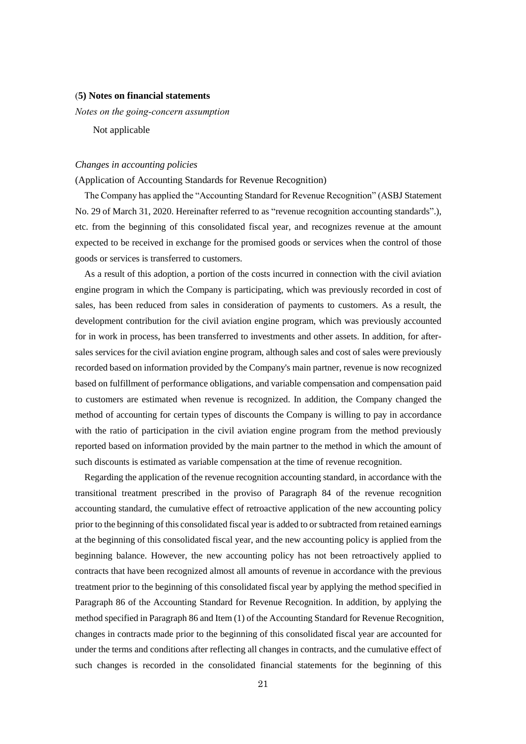**(5) Notes on financial statements**

*Notes on the going-concern assumption*

Not applicable

*Changes in accounting policies*

(Application of Accounting Standards for Revenue Recognition)

The Company has applied the "Accounting Standard for Revenue Recognition" (ASBJ Statement No. 29 of March 31, 2020. Hereinafter referred to as "revenue recognition accounting standards".), etc. from the beginning of this consolidated fiscal year, and recognizes revenue at the amount expected to be received in exchange for the promised goods or services when the control of those goods or services is transferred to customers.

As a result of this adoption, a portion of the costs incurred in connection with the civil aviation engine program in which the Company is participating, which was previously recorded in cost of sales, has been reduced from sales in consideration of payments to customers. As a result, the development contribution for the civil aviation engine program, which was previously accounted for in work in process, has been transferred to investments and other assets. In addition, for after-sales services for the civil aviation engine program, although sales and cost of sales were previously recorded based on information provided by the Company's main partner, revenue is now recognized based on fulfillment of performance obligations, and variable compensation and compensation paid to customers are estimated when revenue is recognized. In addition, the Company changed the method of accounting for certain types of discounts the Company is willing to pay in accordance with the ratio of participation in the civil aviation engine program from the method previously reported based on information provided by the main partner to the method in which the amount of such discounts is estimated as variable compensation at the time of revenue recognition.

Regarding the application of the revenue recognition accounting standard, in accordance with the transitional treatment prescribed in the proviso of Paragraph 84 of the revenue recognition accounting standard, the cumulative effect of retroactive application of the new accounting policy prior to the beginning of this consolidated fiscal year is added to or subtracted from retained earnings at the beginning of this consolidated fiscal year, and the new accounting policy is applied from the beginning balance. However, the new accounting policy has not been retroactively applied to contracts that have been recognized almost all amounts of revenue in accordance with the previous treatment prior to the beginning of this consolidated fiscal year by applying the method specified in Paragraph 86 of the Accounting Standard for Revenue Recognition. In addition, by applying the method specified in Paragraph 86 and Item (1) of the Accounting Standard for Revenue Recognition, changes in contracts made prior to the beginning of this consolidated fiscal year are accounted for under the terms and conditions after reflecting all changes in contracts, and the cumulative effect of such changes is recorded in the consolidated financial statements for the beginning of this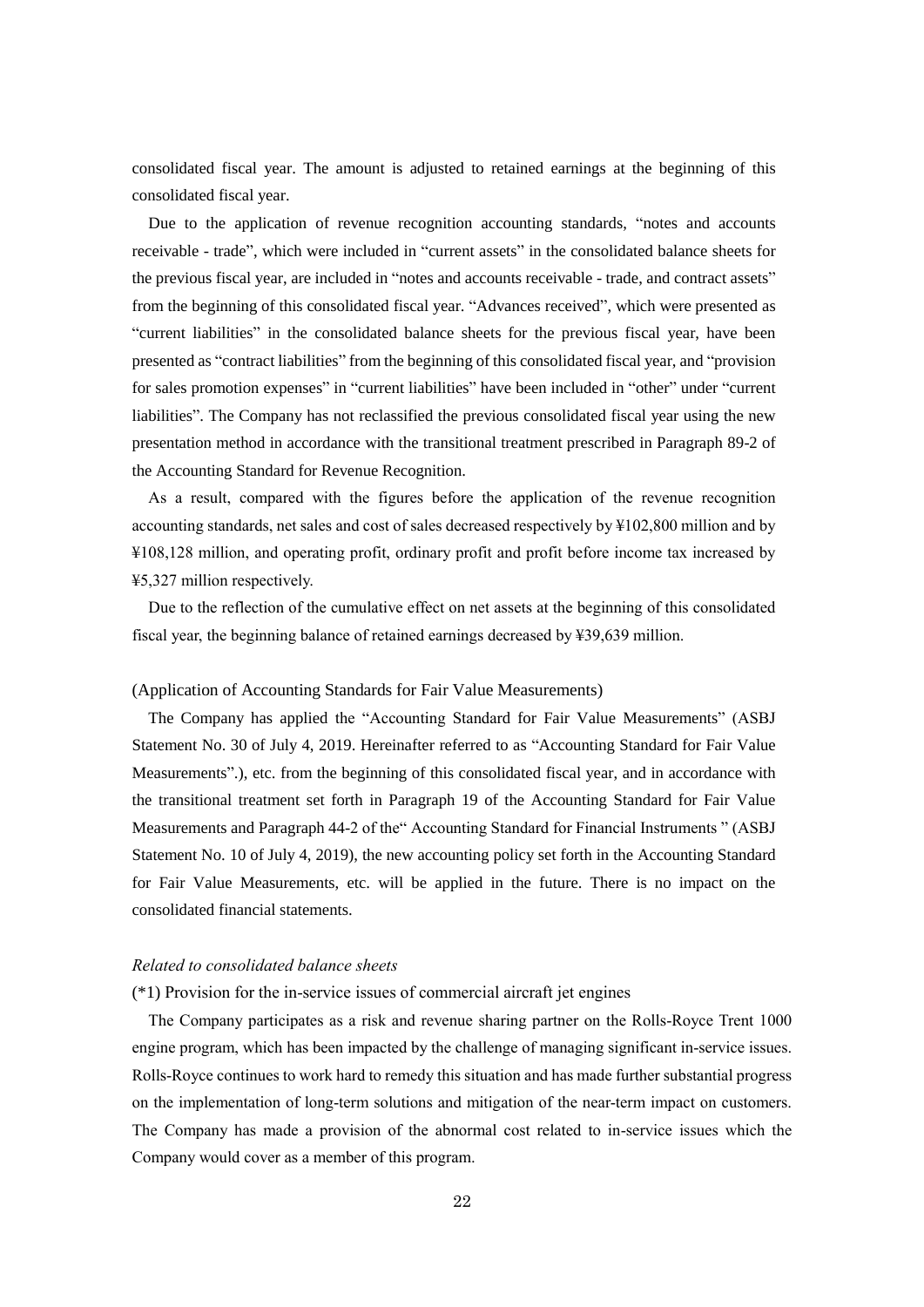consolidated fiscal year. The amount is adjusted to retained earnings at the beginning of this consolidated fiscal year.

Due to the application of revenue recognition accounting standards, "notes and accounts receivable - trade", which were included in "current assets" in the consolidated balance sheets for the previous fiscal year, are included in "notes and accounts receivable - trade, and contract assets" from the beginning of this consolidated fiscal year. "Advances received", which were presented as "current liabilities" in the consolidated balance sheets for the previous fiscal year, have been presented as "contract liabilities" from the beginning of this consolidated fiscal year, and "provision for sales promotion expenses" in "current liabilities" have been included in "other" under "current liabilities". The Company has not reclassified the previous consolidated fiscal year using the new presentation method in accordance with the transitional treatment prescribed in Paragraph 89-2 of the Accounting Standard for Revenue Recognition.

As a result, compared with the figures before the application of the revenue recognition accounting standards, net sales and cost of sales decreased respectively by ¥102,800 million and by ¥108,128 million, and operating profit, ordinary profit and profit before income tax increased by ¥5,327 million respectively.

Due to the reflection of the cumulative effect on net assets at the beginning of this consolidated fiscal year, the beginning balance of retained earnings decreased by ¥39,639 million.

(Application of Accounting Standards for Fair Value Measurements)

The Company has applied the "Accounting Standard for Fair Value Measurements" (ASBJ Statement No. 30 of July 4, 2019. Hereinafter referred to as "Accounting Standard for Fair Value Measurements".), etc. from the beginning of this consolidated fiscal year, and in accordance with the transitional treatment set forth in Paragraph 19 of the Accounting Standard for Fair Value Measurements and Paragraph 44-2 of the" Accounting Standard for Financial Instruments " (ASBJ Statement No. 10 of July 4, 2019), the new accounting policy set forth in the Accounting Standard for Fair Value Measurements, etc. will be applied in the future. There is no impact on the consolidated financial statements.

*Related to consolidated balance sheets*

(*1) Provision for the in-service issues of commercial aircraft jet engines

The Company participates as a risk and revenue sharing partner on the Rolls-Royce Trent 1000 engine program, which has been impacted by the challenge of managing significant in-service issues. Rolls-Royce continues to work hard to remedy this situation and has made further substantial progress on the implementation of long-term solutions and mitigation of the near-term impact on customers. The Company has made a provision of the abnormal cost related to in-service issues which the Company would cover as a member of this program.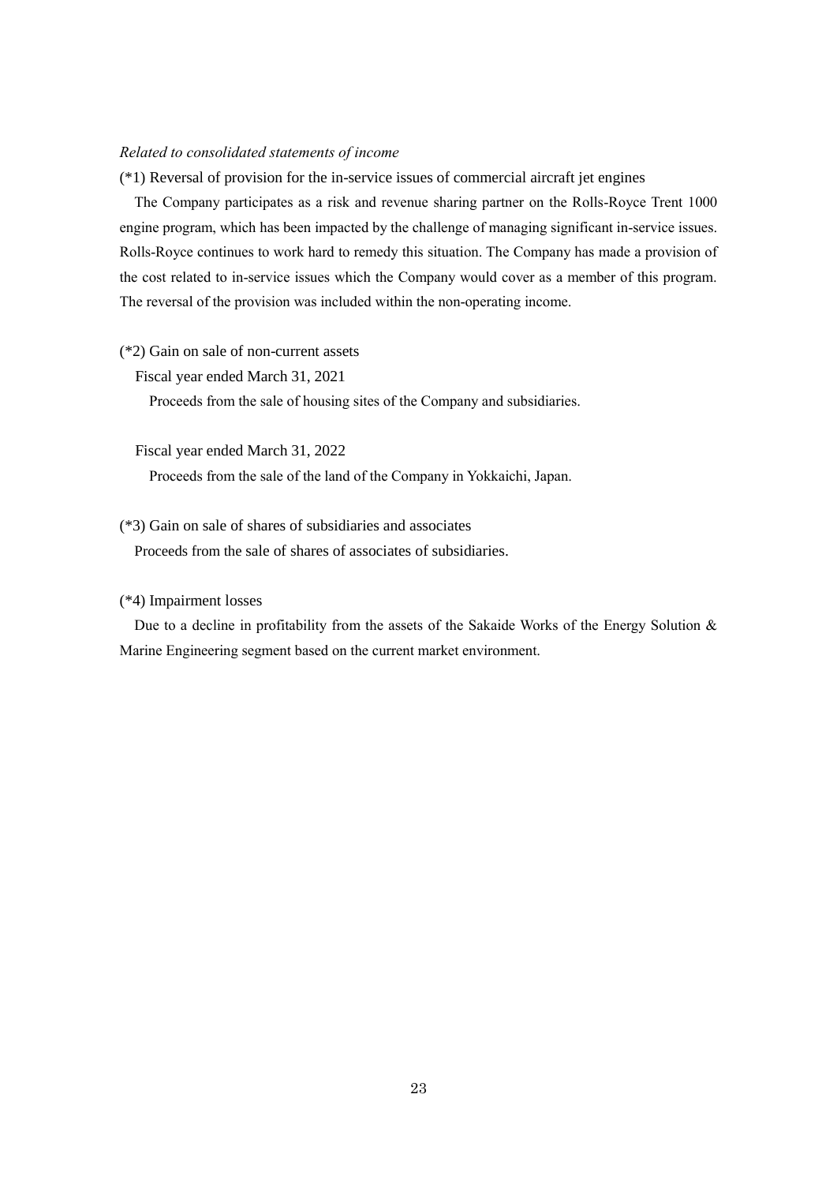*Related to consolidated statements of income*

(*1) Reversal of provision for the in-service issues of commercial aircraft jet engines

The Company participates as a risk and revenue sharing partner on the Rolls-Royce Trent 1000 engine program, which has been impacted by the challenge of managing significant in-service issues. Rolls-Royce continues to work hard to remedy this situation. The Company has made a provision of the cost related to in-service issues which the Company would cover as a member of this program. The reversal of the provision was included within the non-operating income.

(*2) Gain on sale of non-current assets

Fiscal year ended March 31, 2021

Proceeds from the sale of housing sites of the Company and subsidiaries.

Fiscal year ended March 31, 2022

Proceeds from the sale of the land of the Company in Yokkaichi, Japan.

(*3) Gain on sale of shares of subsidiaries and associates

Proceeds from the sale of shares of associates of subsidiaries.

(*4) Impairment losses

Due to a decline in profitability from the assets of the Sakaide Works of the Energy Solution & Marine Engineering segment based on the current market environment.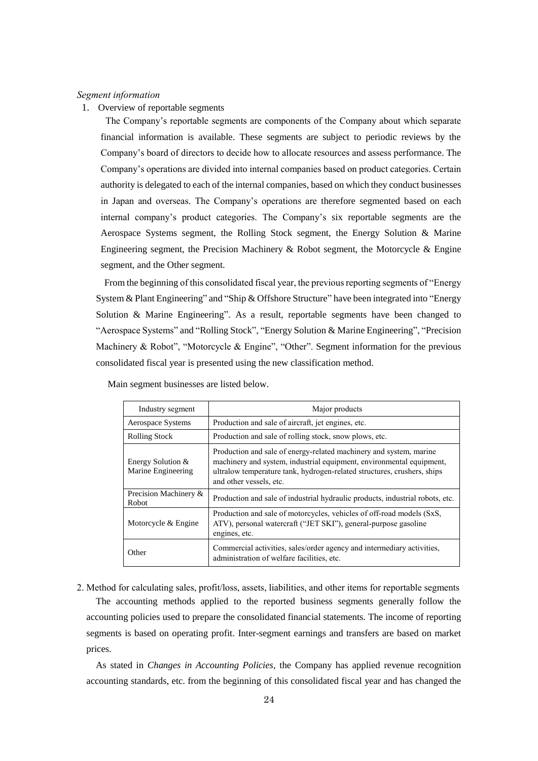*Segment information*

1. Overview of reportable segments

The Company's reportable segments are components of the Company about which separate financial information is available. These segments are subject to periodic reviews by the Company's board of directors to decide how to allocate resources and assess performance. The Company's operations are divided into internal companies based on product categories. Certain authority is delegated to each of the internal companies, based on which they conduct businesses in Japan and overseas. The Company's operations are therefore segmented based on each internal company's product categories. The Company's six reportable segments are the Aerospace Systems segment, the Rolling Stock segment, the Energy Solution & Marine Engineering segment, the Precision Machinery & Robot segment, the Motorcycle & Engine segment, and the Other segment.

From the beginning of this consolidated fiscal year, the previous reporting segments of "Energy System & Plant Engineering" and "Ship & Offshore Structure" have been integrated into "Energy Solution & Marine Engineering". As a result, reportable segments have been changed to "Aerospace Systems" and "Rolling Stock", "Energy Solution & Marine Engineering", "Precision Machinery & Robot", "Motorcycle & Engine", "Other". Segment information for the previous consolidated fiscal year is presented using the new classification method.

Main segment businesses are listed below.

| Industry segment | Major products |
|---|---|
| Aerospace Systems | Production and sale of aircraft, jet engines, etc. |
| Rolling Stock | Production and sale of rolling stock, snow plows, etc. |
| Energy Solution & Marine Engineering | Production and sale of energy-related machinery and system, marine machinery and system, industrial equipment, environmental equipment, ultralow temperature tank, hydrogen-related structures, crushers, ships and other vessels, etc. |
| Precision Machinery & Robot | Production and sale of industrial hydraulic products, industrial robots, etc. |
| Motorcycle & Engine | Production and sale of motorcycles, vehicles of off-road models (SxS, ATV), personal watercraft ("JET SKI"), general-purpose gasoline engines, etc. |
| Other | Commercial activities, sales/order agency and intermediary activities, administration of welfare facilities, etc. |

2. Method for calculating sales, profit/loss, assets, liabilities, and other items for reportable segments

The accounting methods applied to the reported business segments generally follow the accounting policies used to prepare the consolidated financial statements. The income of reporting segments is based on operating profit. Inter-segment earnings and transfers are based on market prices.

As stated in *Changes in Accounting Policies*, the Company has applied revenue recognition accounting standards, etc. from the beginning of this consolidated fiscal year and has changed the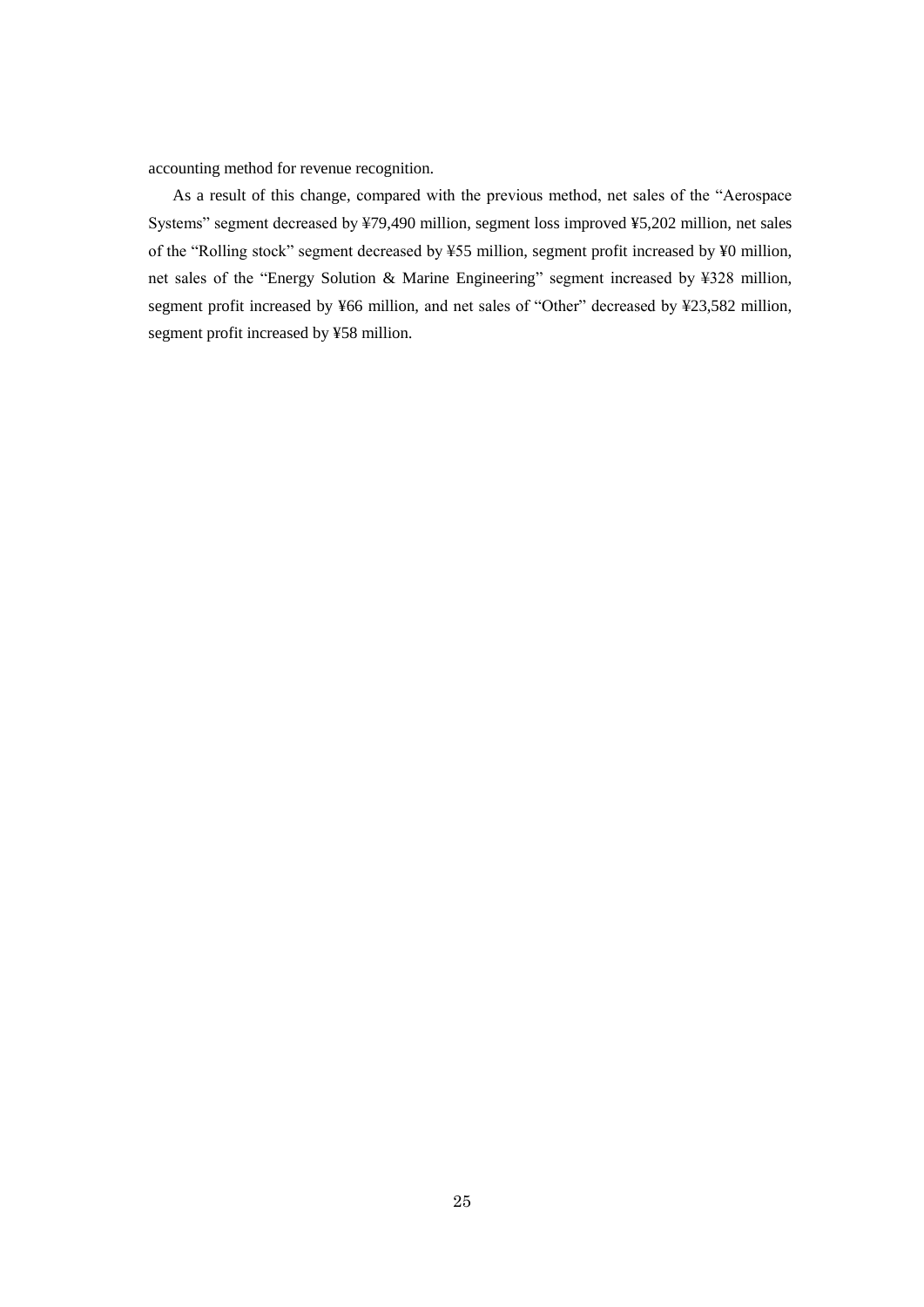accounting method for revenue recognition.

As a result of this change, compared with the previous method, net sales of the “Aerospace Systems” segment decreased by ¥79,490 million, segment loss improved ¥5,202 million, net sales of the “Rolling stock” segment decreased by ¥55 million, segment profit increased by ¥0 million, net sales of the “Energy Solution & Marine Engineering” segment increased by ¥328 million, segment profit increased by ¥66 million, and net sales of “Other” decreased by ¥23,582 million, segment profit increased by ¥58 million.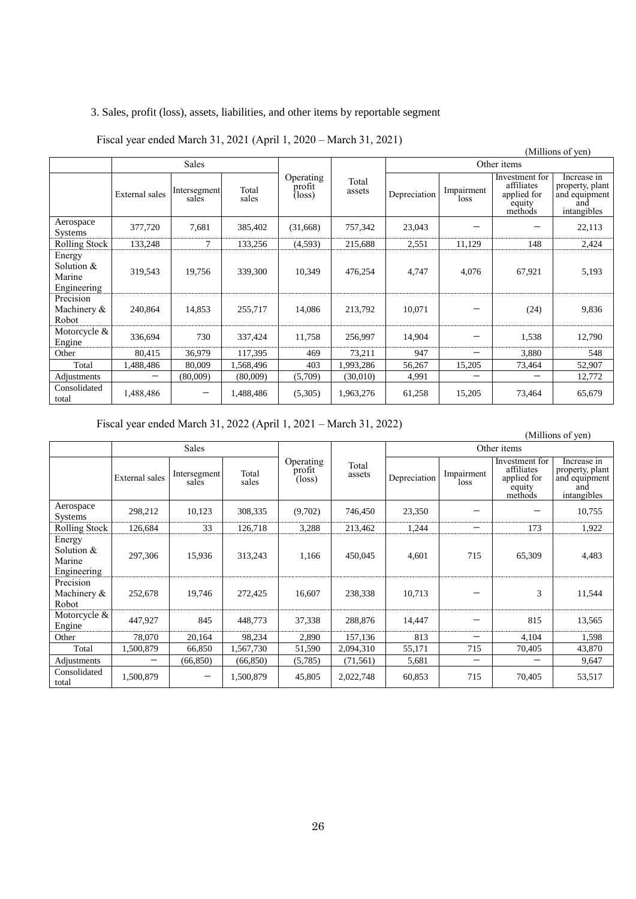3. Sales, profit (loss), assets, liabilities, and other items by reportable segment

Fiscal year ended March 31, 2021 (April 1, 2020 – March 31, 2021)

(Millions of yen)

| | Sales | | | Operating profit (loss) | Total assets | Other items | | | |
|---|---|---|---|---|---|---|---|---|---|
| | External sales | Intersegment sales | Total sales | | | Depreciation | Impairment loss | Investment for affiliates applied for equity methods | Increase in property, plant and equipment and intangibles |
| Aerospace Systems | 377,720 | 7,681 | 385,402 | (31,668) | 757,342 | 23,043 | — | — | 22,113 |
| Rolling Stock | 133,248 | 7 | 133,256 | (4,593) | 215,688 | 2,551 | 11,129 | 148 | 2,424 |
| Energy Solution & Marine Engineering | 319,543 | 19,756 | 339,300 | 10,349 | 476,254 | 4,747 | 4,076 | 67,921 | 5,193 |
| Precision Machinery & Robot | 240,864 | 14,853 | 255,717 | 14,086 | 213,792 | 10,071 | — | (24) | 9,836 |
| Motorcycle & Engine | 336,694 | 730 | 337,424 | 11,758 | 256,997 | 14,904 | — | 1,538 | 12,790 |
| Other | 80,415 | 36,979 | 117,395 | 469 | 73,211 | 947 | — | 3,880 | 548 |
| Total | 1,488,486 | 80,009 | 1,568,496 | 403 | 1,993,286 | 56,267 | 15,205 | 73,464 | 52,907 |
| Adjustments | — | (80,009) | (80,009) | (5,709) | (30,010) | 4,991 | — | — | 12,772 |
| Consolidated total | 1,488,486 | — | 1,488,486 | (5,305) | 1,963,276 | 61,258 | 15,205 | 73,464 | 65,679 |

Fiscal year ended March 31, 2022 (April 1, 2021 – March 31, 2022)

(Millions of yen)

| | Sales | | | Operating profit (loss) | Total assets | Other items | | | |
|---|---|---|---|---|---|---|---|---|---|
| | External sales | Intersegment sales | Total sales | | | Depreciation | Impairment loss | Investment for affiliates applied for equity methods | Increase in property, plant and equipment and intangibles |
| Aerospace Systems | 298,212 | 10,123 | 308,335 | (9,702) | 746,450 | 23,350 | — | — | 10,755 |
| Rolling Stock | 126,684 | 33 | 126,718 | 3,288 | 213,462 | 1,244 | — | 173 | 1,922 |
| Energy Solution & Marine Engineering | 297,306 | 15,936 | 313,243 | 1,166 | 450,045 | 4,601 | 715 | 65,309 | 4,483 |
| Precision Machinery & Robot | 252,678 | 19,746 | 272,425 | 16,607 | 238,338 | 10,713 | — | 3 | 11,544 |
| Motorcycle & Engine | 447,927 | 845 | 448,773 | 37,338 | 288,876 | 14,447 | — | 815 | 13,565 |
| Other | 78,070 | 20,164 | 98,234 | 2,890 | 157,136 | 813 | — | 4,104 | 1,598 |
| Total | 1,500,879 | 66,850 | 1,567,730 | 51,590 | 2,094,310 | 55,171 | 715 | 70,405 | 43,870 |
| Adjustments | — | (66,850) | (66,850) | (5,785) | (71,561) | 5,681 | — | — | 9,647 |
| Consolidated total | 1,500,879 | — | 1,500,879 | 45,805 | 2,022,748 | 60,853 | 715 | 70,405 | 53,517 |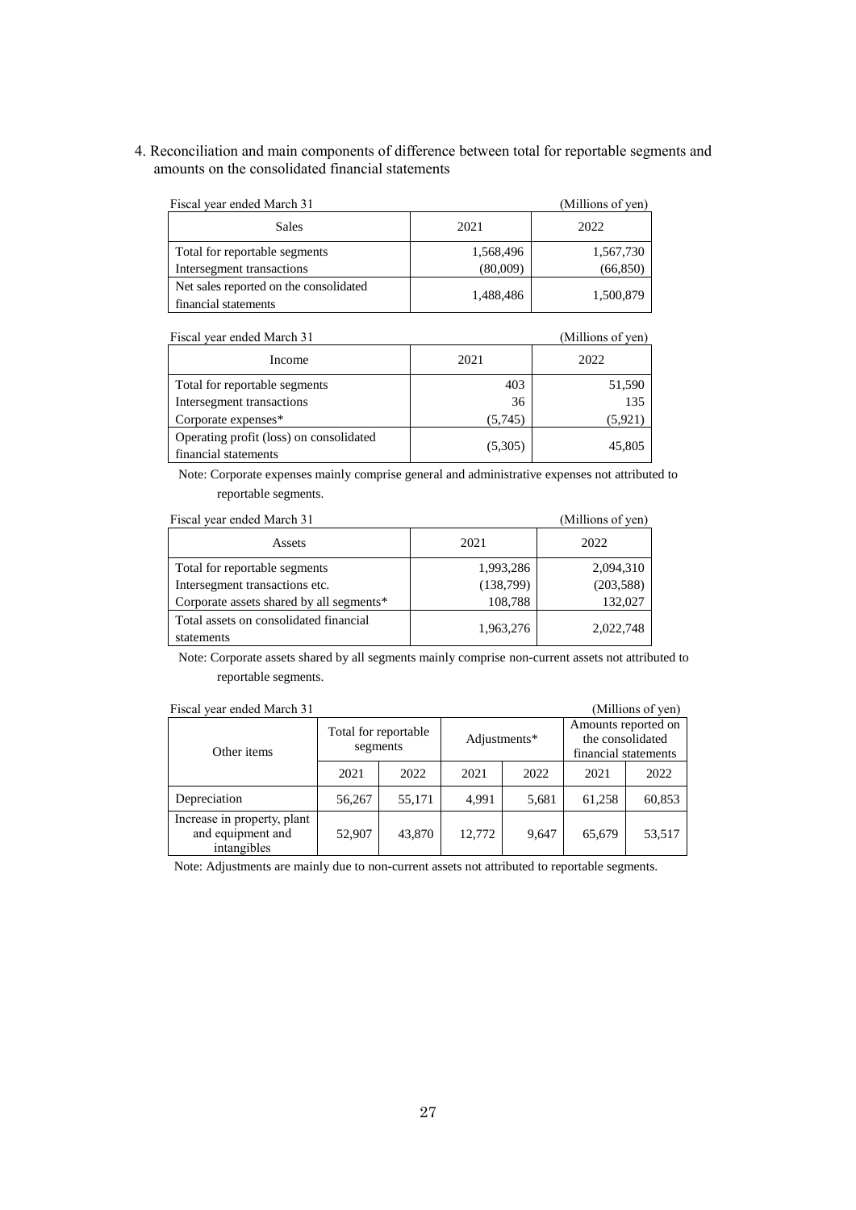4. Reconciliation and main components of difference between total for reportable segments and amounts on the consolidated financial statements

Fiscal year ended March 31 (Millions of yen)

| Sales | 2021 | 2022 |
|---|---|---|
| Total for reportable segments | 1,568,496 | 1,567,730 |
| Intersegment transactions | (80,009) | (66,850) |
| Net sales reported on the consolidated financial statements | 1,488,486 | 1,500,879 |

Fiscal year ended March 31 (Millions of yen)

| Income | 2021 | 2022 |
|---|---|---|
| Total for reportable segments | 403 | 51,590 |
| Intersegment transactions | 36 | 135 |
| Corporate expenses* | (5,745) | (5,921) |
| Operating profit (loss) on consolidated financial statements | (5,305) | 45,805 |

Note: Corporate expenses mainly comprise general and administrative expenses not attributed to reportable segments.

Fiscal year ended March 31 (Millions of yen)

| Assets | 2021 | 2022 |
|---|---|---|
| Total for reportable segments | 1,993,286 | 2,094,310 |
| Intersegment transactions etc. | (138,799) | (203,588) |
| Corporate assets shared by all segments* | 108,788 | 132,027 |
| Total assets on consolidated financial statements | 1,963,276 | 2,022,748 |

Note: Corporate assets shared by all segments mainly comprise non-current assets not attributed to reportable segments.

Fiscal year ended March 31 (Millions of yen)

| Other items | Total for reportable segments | | Adjustments* | | Amounts reported on the consolidated financial statements | |
|---|---|---|---|---|---|---|
| | 2021 | 2022 | 2021 | 2022 | 2021 | 2022 |
| Depreciation | 56,267 | 55,171 | 4,991 | 5,681 | 61,258 | 60,853 |
| Increase in property, plant and equipment and intangibles | 52,907 | 43,870 | 12,772 | 9,647 | 65,679 | 53,517 |

Note: Adjustments are mainly due to non-current assets not attributed to reportable segments.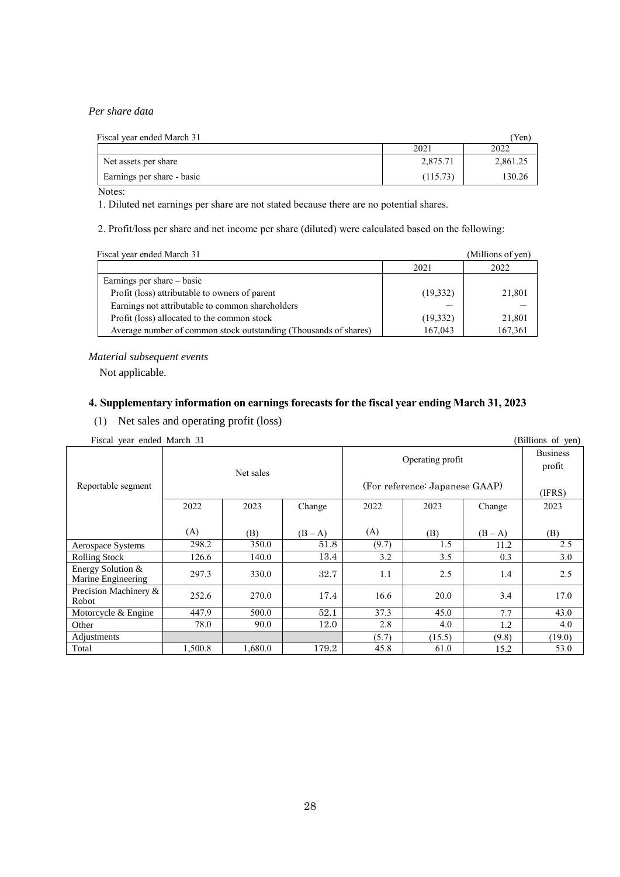*Per share data*

| Fiscal year ended March 31 | | (Yen) |
|---|---|---|
| | 2021 | 2022 |
| Net assets per share | 2,875.71 | 2,861.25 |
| Earnings per share - basic | (115.73) | 130.26 |

Notes:

1. Diluted net earnings per share are not stated because there are no potential shares.

2. Profit/loss per share and net income per share (diluted) were calculated based on the following:

| Fiscal year ended March 31 | | (Millions of yen) |
|---|---|---|
| | 2021 | 2022 |
| Earnings per share – basic | | |
| Profit (loss) attributable to owners of parent | (19,332) | 21,801 |
| Earnings not attributable to common shareholders | — | — |
| Profit (loss) allocated to the common stock | (19,332) | 21,801 |
| Average number of common stock outstanding (Thousands of shares) | 167,043 | 167,361 |

*Material subsequent events*

Not applicable.

## 4. Supplementary information on earnings forecasts for the fiscal year ending March 31, 2023

(1) Net sales and operating profit (loss)

Fiscal year ended March 31 (Billions of yen)

| Reportable segment | Net sales | | | Operating profit (For reference: Japanese GAAP) | | | Business profit (IFRS) |
|---|---|---|---|---|---|---|---|
| | 2022 (A) | 2023 (B) | Change (B – A) | 2022 (A) | 2023 (B) | Change (B – A) | 2023 (B) |
| Aerospace Systems | 298.2 | 350.0 | 51.8 | (9.7) | 1.5 | 11.2 | 2.5 |
| Rolling Stock | 126.6 | 140.0 | 13.4 | 3.2 | 3.5 | 0.3 | 3.0 |
| Energy Solution & Marine Engineering | 297.3 | 330.0 | 32.7 | 1.1 | 2.5 | 1.4 | 2.5 |
| Precision Machinery & Robot | 252.6 | 270.0 | 17.4 | 16.6 | 20.0 | 3.4 | 17.0 |
| Motorcycle & Engine | 447.9 | 500.0 | 52.1 | 37.3 | 45.0 | 7.7 | 43.0 |
| Other | 78.0 | 90.0 | 12.0 | 2.8 | 4.0 | 1.2 | 4.0 |
| Adjustments | | | | (5.7) | (15.5) | (9.8) | (19.0) |
| Total | 1,500.8 | 1,680.0 | 179.2 | 45.8 | 61.0 | 15.2 | 53.0 |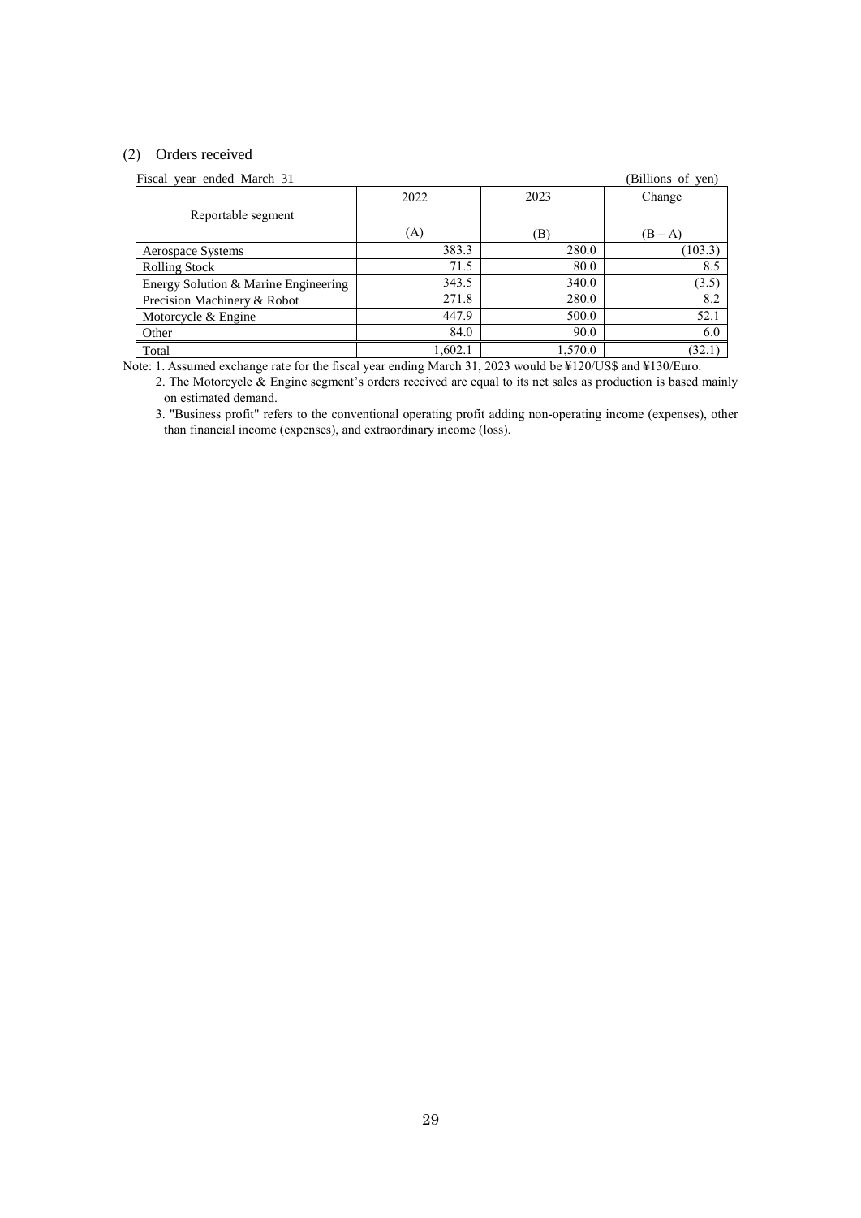### (2) Orders received

Fiscal year ended March 31 (Billions of yen)

| Reportable segment | 2022<br>(A) | 2023<br>(B) | Change<br>(B – A) |
|---|---|---|---|
| Aerospace Systems | 383.3 | 280.0 | (103.3) |
| Rolling Stock | 71.5 | 80.0 | 8.5 |
| Energy Solution & Marine Engineering | 343.5 | 340.0 | (3.5) |
| Precision Machinery & Robot | 271.8 | 280.0 | 8.2 |
| Motorcycle & Engine | 447.9 | 500.0 | 52.1 |
| Other | 84.0 | 90.0 | 6.0 |
| Total | 1,602.1 | 1,570.0 | (32.1) |

Note: 1. Assumed exchange rate for the fiscal year ending March 31, 2023 would be ¥120/US$ and ¥130/Euro.

2. The Motorcycle & Engine segment's orders received are equal to its net sales as production is based mainly on estimated demand.

3. "Business profit" refers to the conventional operating profit adding non-operating income (expenses), other than financial income (expenses), and extraordinary income (loss).